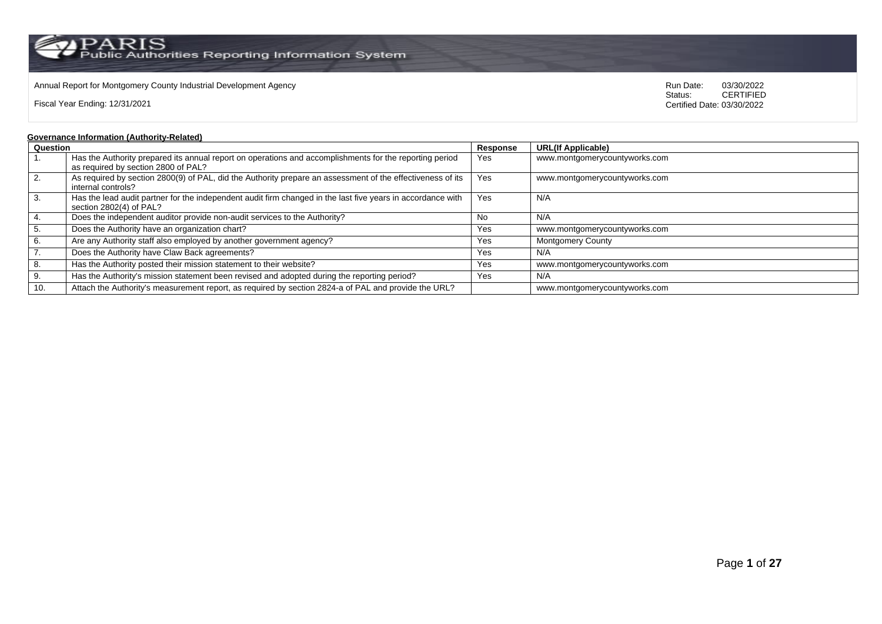Annual Report for Montgomery County Industrial Development Agency

Fiscal Year Ending: 12/31/2021

Run Date: 03/30/2022
Status: CERTIFIED
Certified Date: 03/30/2022

**Governance Information (Authority-Related)**

| Question | | Response | URL(If Applicable) |
|---|---|---|---|
| 1. | Has the Authority prepared its annual report on operations and accomplishments for the reporting period as required by section 2800 of PAL? | Yes | www.montgomerycountyworks.com |
| 2. | As required by section 2800(9) of PAL, did the Authority prepare an assessment of the effectiveness of its internal controls? | Yes | www.montgomerycountyworks.com |
| 3. | Has the lead audit partner for the independent audit firm changed in the last five years in accordance with section 2802(4) of PAL? | Yes | N/A |
| 4. | Does the independent auditor provide non-audit services to the Authority? | No | N/A |
| 5. | Does the Authority have an organization chart? | Yes | www.montgomerycountyworks.com |
| 6. | Are any Authority staff also employed by another government agency? | Yes | Montgomery County |
| 7. | Does the Authority have Claw Back agreements? | Yes | N/A |
| 8. | Has the Authority posted their mission statement to their website? | Yes | www.montgomerycountyworks.com |
| 9. | Has the Authority's mission statement been revised and adopted during the reporting period? | Yes | N/A |
| 10. | Attach the Authority's measurement report, as required by section 2824-a of PAL and provide the URL? | | www.montgomerycountyworks.com |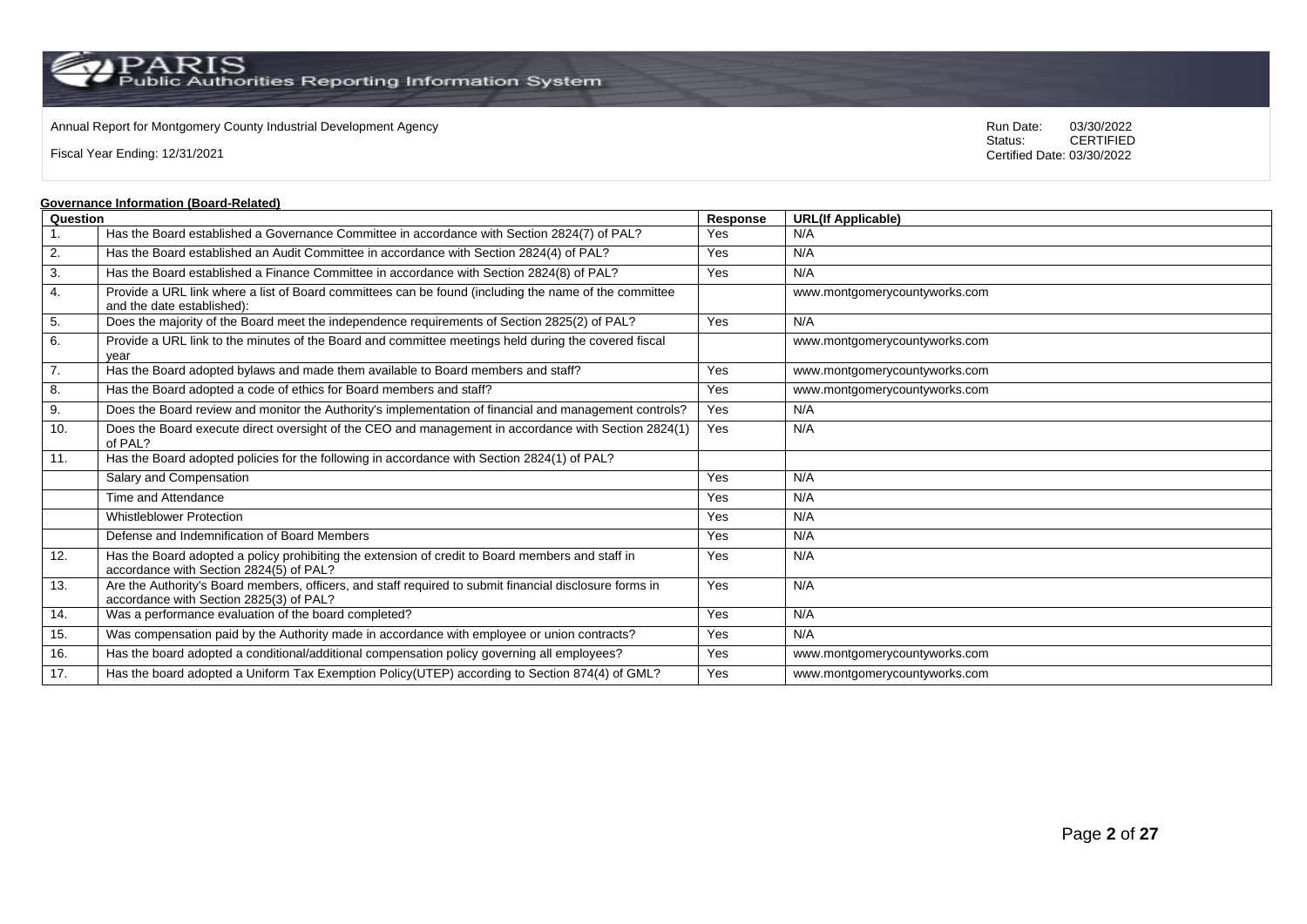Annual Report for Montgomery County Industrial Development Agency

Fiscal Year Ending: 12/31/2021

Run Date: 03/30/2022
Status: CERTIFIED
Certified Date: 03/30/2022

**Governance Information (Board-Related)**

| Question | | Response | URL(If Applicable) |
|---|---|---|---|
| 1. | Has the Board established a Governance Committee in accordance with Section 2824(7) of PAL? | Yes | N/A |
| 2. | Has the Board established an Audit Committee in accordance with Section 2824(4) of PAL? | Yes | N/A |
| 3. | Has the Board established a Finance Committee in accordance with Section 2824(8) of PAL? | Yes | N/A |
| 4. | Provide a URL link where a list of Board committees can be found (including the name of the committee and the date established): | | www.montgomerycountyworks.com |
| 5. | Does the majority of the Board meet the independence requirements of Section 2825(2) of PAL? | Yes | N/A |
| 6. | Provide a URL link to the minutes of the Board and committee meetings held during the covered fiscal year | | www.montgomerycountyworks.com |
| 7. | Has the Board adopted bylaws and made them available to Board members and staff? | Yes | www.montgomerycountyworks.com |
| 8. | Has the Board adopted a code of ethics for Board members and staff? | Yes | www.montgomerycountyworks.com |
| 9. | Does the Board review and monitor the Authority's implementation of financial and management controls? | Yes | N/A |
| 10. | Does the Board execute direct oversight of the CEO and management in accordance with Section 2824(1) of PAL? | Yes | N/A |
| 11. | Has the Board adopted policies for the following in accordance with Section 2824(1) of PAL? | | |
| | Salary and Compensation | Yes | N/A |
| | Time and Attendance | Yes | N/A |
| | Whistleblower Protection | Yes | N/A |
| | Defense and Indemnification of Board Members | Yes | N/A |
| 12. | Has the Board adopted a policy prohibiting the extension of credit to Board members and staff in accordance with Section 2824(5) of PAL? | Yes | N/A |
| 13. | Are the Authority's Board members, officers, and staff required to submit financial disclosure forms in accordance with Section 2825(3) of PAL? | Yes | N/A |
| 14. | Was a performance evaluation of the board completed? | Yes | N/A |
| 15. | Was compensation paid by the Authority made in accordance with employee or union contracts? | Yes | N/A |
| 16. | Has the board adopted a conditional/additional compensation policy governing all employees? | Yes | www.montgomerycountyworks.com |
| 17. | Has the board adopted a Uniform Tax Exemption Policy(UTEP) according to Section 874(4) of GML? | Yes | www.montgomerycountyworks.com |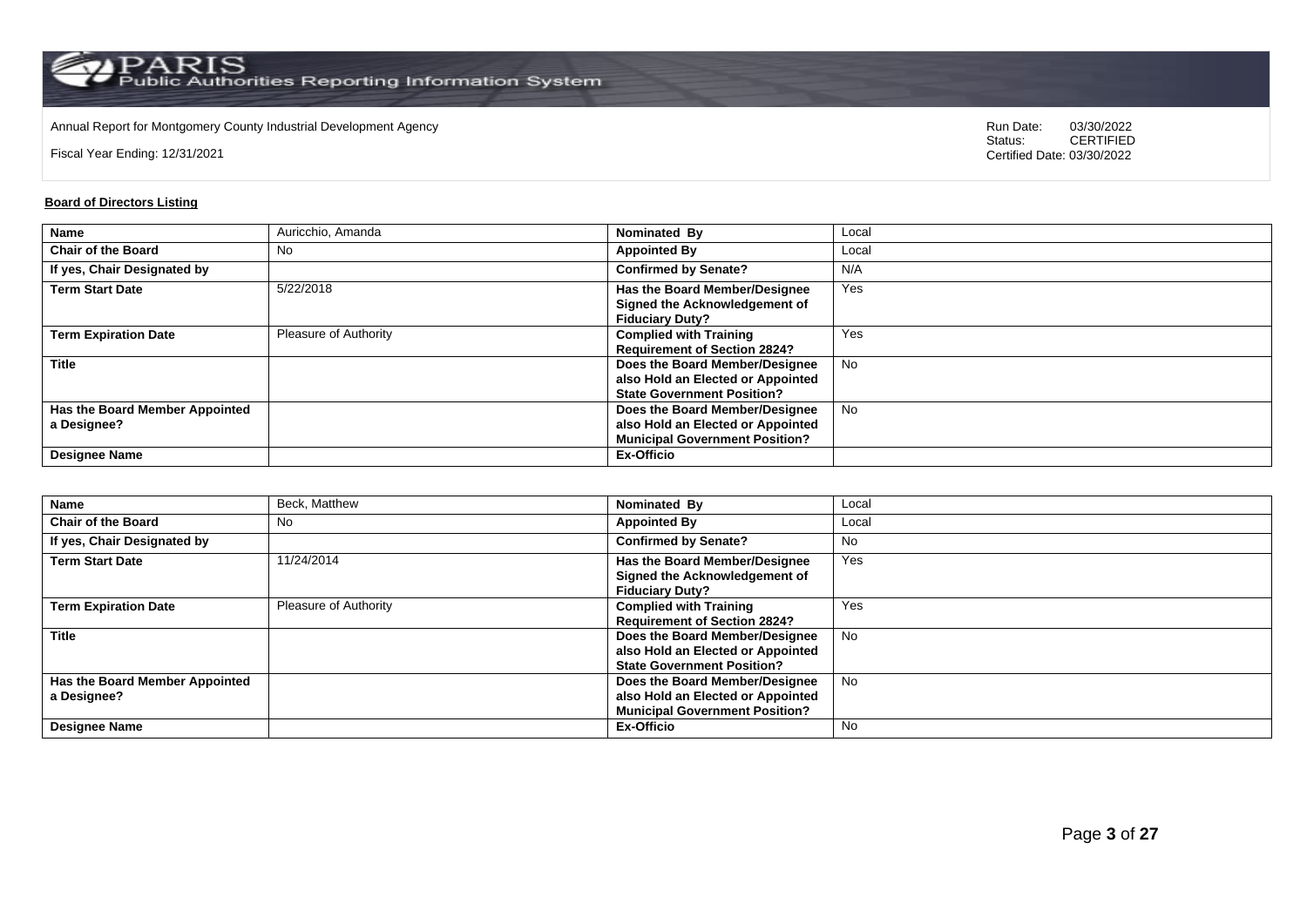PARIS Public Authorities Reporting Information System

Annual Report for Montgomery County Industrial Development Agency

Fiscal Year Ending: 12/31/2021

Run Date: 03/30/2022
Status: CERTIFIED
Certified Date: 03/30/2022

**Board of Directors Listing**

| Name | Auricchio, Amanda | Nominated By | Local |
|---|---|---|---|
| Chair of the Board | No | Appointed By | Local |
| If yes, Chair Designated by | | Confirmed by Senate? | N/A |
| Term Start Date | 5/22/2018 | Has the Board Member/Designee Signed the Acknowledgement of Fiduciary Duty? | Yes |
| Term Expiration Date | Pleasure of Authority | Complied with Training Requirement of Section 2824? | Yes |
| Title | | Does the Board Member/Designee also Hold an Elected or Appointed State Government Position? | No |
| Has the Board Member Appointed a Designee? | | Does the Board Member/Designee also Hold an Elected or Appointed Municipal Government Position? | No |
| Designee Name | | Ex-Officio | |

| Name | Beck, Matthew | Nominated By | Local |
|---|---|---|---|
| Chair of the Board | No | Appointed By | Local |
| If yes, Chair Designated by | | Confirmed by Senate? | No |
| Term Start Date | 11/24/2014 | Has the Board Member/Designee Signed the Acknowledgement of Fiduciary Duty? | Yes |
| Term Expiration Date | Pleasure of Authority | Complied with Training Requirement of Section 2824? | Yes |
| Title | | Does the Board Member/Designee also Hold an Elected or Appointed State Government Position? | No |
| Has the Board Member Appointed a Designee? | | Does the Board Member/Designee also Hold an Elected or Appointed Municipal Government Position? | No |
| Designee Name | | Ex-Officio | No |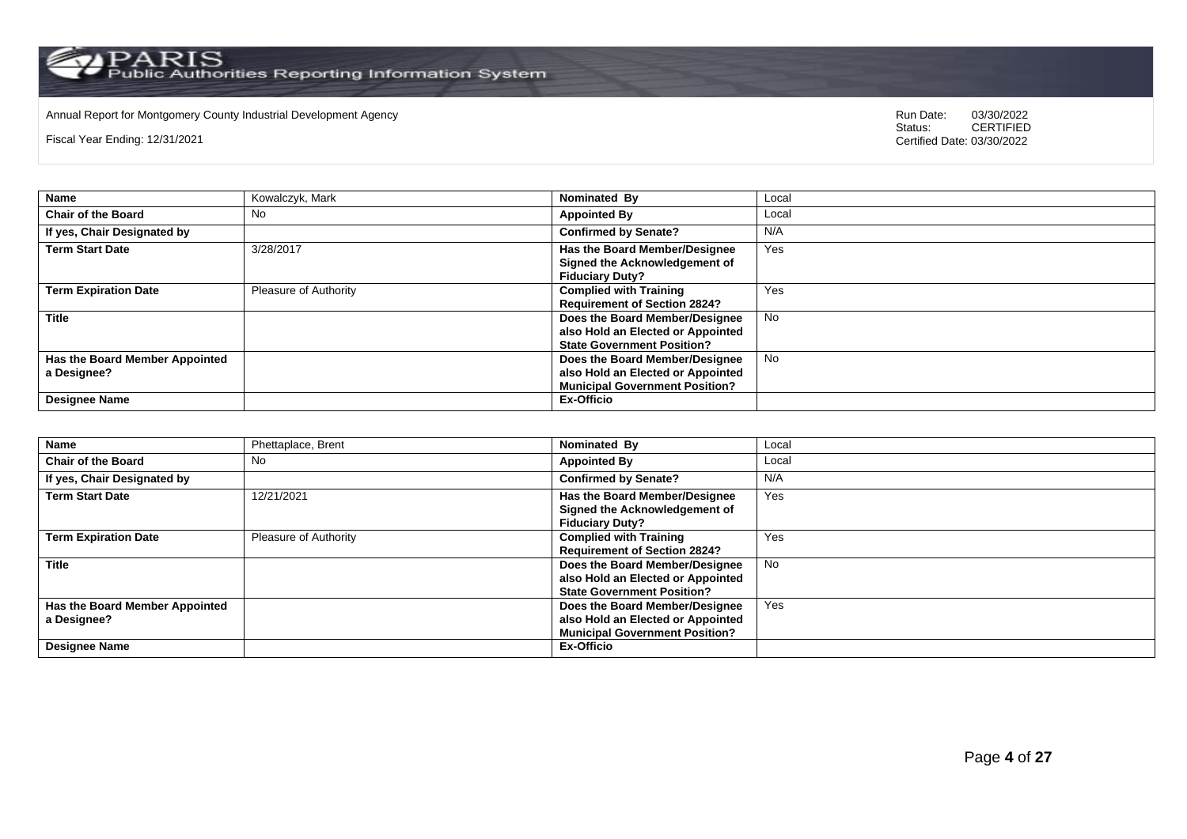Annual Report for Montgomery County Industrial Development Agency

Fiscal Year Ending: 12/31/2021

Run Date: 03/30/2022
Status: CERTIFIED
Certified Date: 03/30/2022

| Name | Kowalczyk, Mark | Nominated By | Local |
|---|---|---|---|
| Chair of the Board | No | Appointed By | Local |
| If yes, Chair Designated by | | Confirmed by Senate? | N/A |
| Term Start Date | 3/28/2017 | Has the Board Member/Designee Signed the Acknowledgement of Fiduciary Duty? | Yes |
| Term Expiration Date | Pleasure of Authority | Complied with Training Requirement of Section 2824? | Yes |
| Title | | Does the Board Member/Designee also Hold an Elected or Appointed State Government Position? | No |
| Has the Board Member Appointed a Designee? | | Does the Board Member/Designee also Hold an Elected or Appointed Municipal Government Position? | No |
| Designee Name | | Ex-Officio | |

| Name | Phettaplace, Brent | Nominated By | Local |
|---|---|---|---|
| Chair of the Board | No | Appointed By | Local |
| If yes, Chair Designated by | | Confirmed by Senate? | N/A |
| Term Start Date | 12/21/2021 | Has the Board Member/Designee Signed the Acknowledgement of Fiduciary Duty? | Yes |
| Term Expiration Date | Pleasure of Authority | Complied with Training Requirement of Section 2824? | Yes |
| Title | | Does the Board Member/Designee also Hold an Elected or Appointed State Government Position? | No |
| Has the Board Member Appointed a Designee? | | Does the Board Member/Designee also Hold an Elected or Appointed Municipal Government Position? | Yes |
| Designee Name | | Ex-Officio | |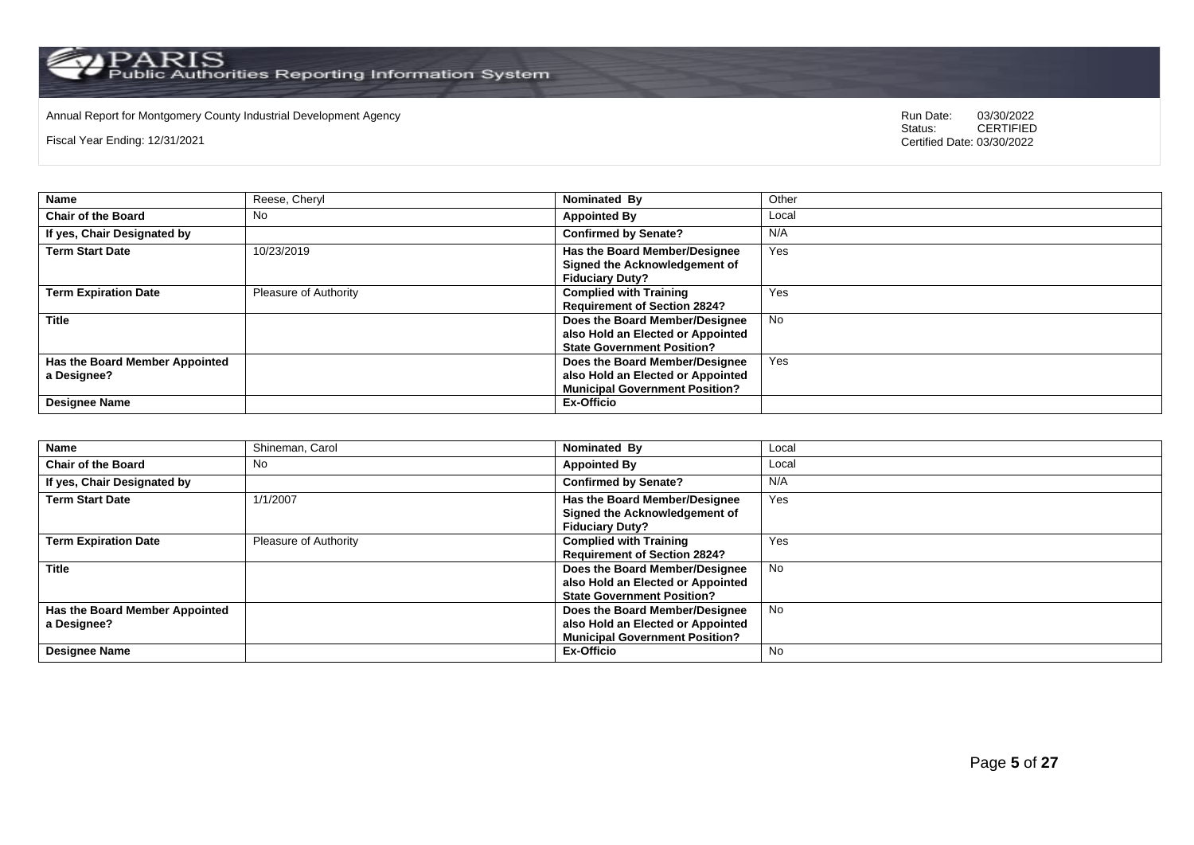Annual Report for Montgomery County Industrial Development Agency

Fiscal Year Ending: 12/31/2021

Run Date: 03/30/2022
Status: CERTIFIED
Certified Date: 03/30/2022

| Name | Reese, Cheryl | Nominated By | Other |
|---|---|---|---|
| Chair of the Board | No | Appointed By | Local |
| If yes, Chair Designated by | | Confirmed by Senate? | N/A |
| Term Start Date | 10/23/2019 | Has the Board Member/Designee Signed the Acknowledgement of Fiduciary Duty? | Yes |
| Term Expiration Date | Pleasure of Authority | Complied with Training Requirement of Section 2824? | Yes |
| Title | | Does the Board Member/Designee also Hold an Elected or Appointed State Government Position? | No |
| Has the Board Member Appointed a Designee? | | Does the Board Member/Designee also Hold an Elected or Appointed Municipal Government Position? | Yes |
| Designee Name | | Ex-Officio | |

| Name | Shineman, Carol | Nominated By | Local |
|---|---|---|---|
| Chair of the Board | No | Appointed By | Local |
| If yes, Chair Designated by | | Confirmed by Senate? | N/A |
| Term Start Date | 1/1/2007 | Has the Board Member/Designee Signed the Acknowledgement of Fiduciary Duty? | Yes |
| Term Expiration Date | Pleasure of Authority | Complied with Training Requirement of Section 2824? | Yes |
| Title | | Does the Board Member/Designee also Hold an Elected or Appointed State Government Position? | No |
| Has the Board Member Appointed a Designee? | | Does the Board Member/Designee also Hold an Elected or Appointed Municipal Government Position? | No |
| Designee Name | | Ex-Officio | No |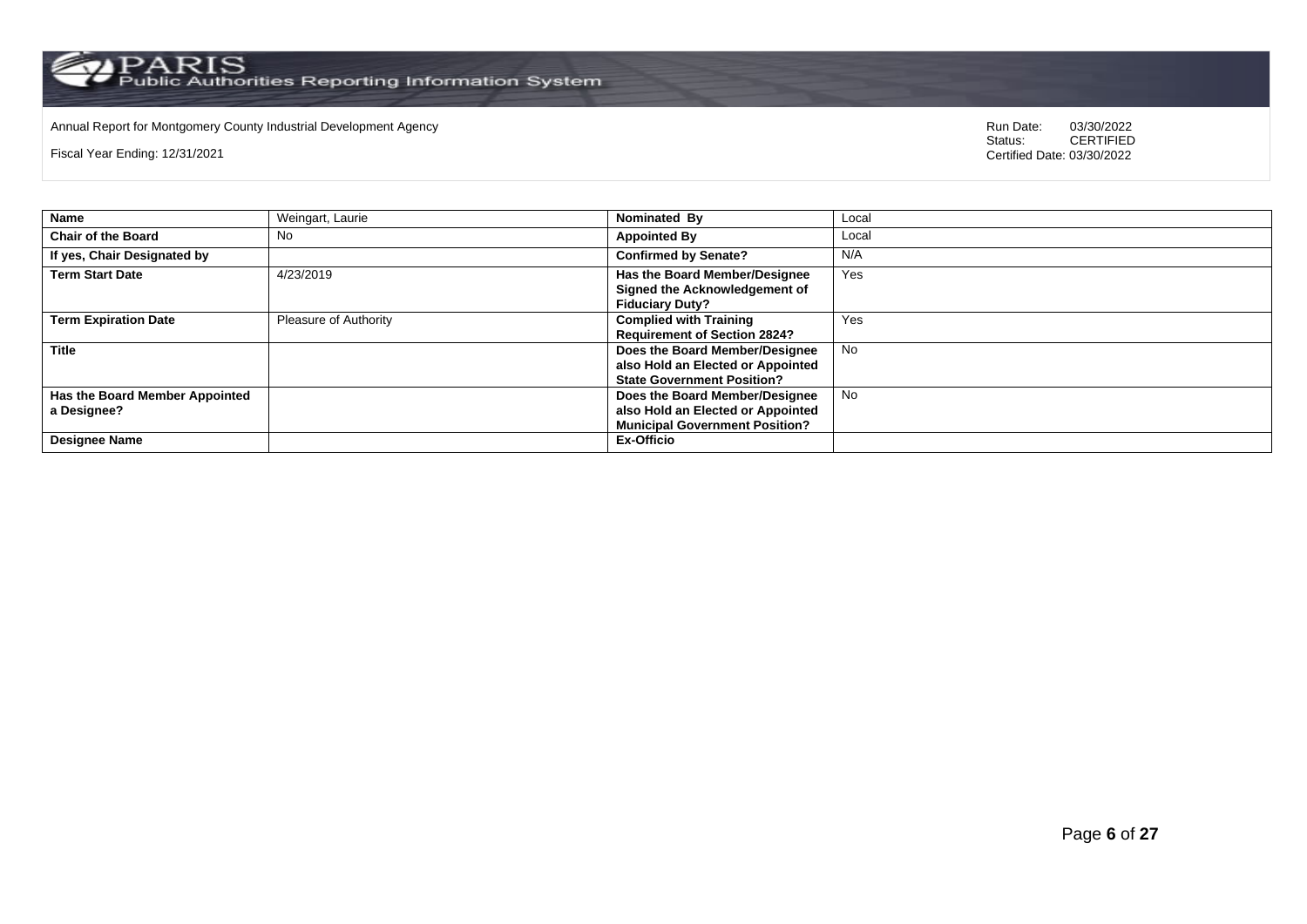Annual Report for Montgomery County Industrial Development Agency

Fiscal Year Ending: 12/31/2021

Run Date: 03/30/2022
Status: CERTIFIED
Certified Date: 03/30/2022

| **Name** | Weingart, Laurie | **Nominated By** | Local |
|---|---|---|---|
| **Chair of the Board** | No | **Appointed By** | Local |
| **If yes, Chair Designated by** | | **Confirmed by Senate?** | N/A |
| **Term Start Date** | 4/23/2019 | **Has the Board Member/Designee Signed the Acknowledgement of Fiduciary Duty?** | Yes |
| **Term Expiration Date** | Pleasure of Authority | **Complied with Training Requirement of Section 2824?** | Yes |
| **Title** | | **Does the Board Member/Designee also Hold an Elected or Appointed State Government Position?** | No |
| **Has the Board Member Appointed a Designee?** | | **Does the Board Member/Designee also Hold an Elected or Appointed Municipal Government Position?** | No |
| **Designee Name** | | **Ex-Officio** | |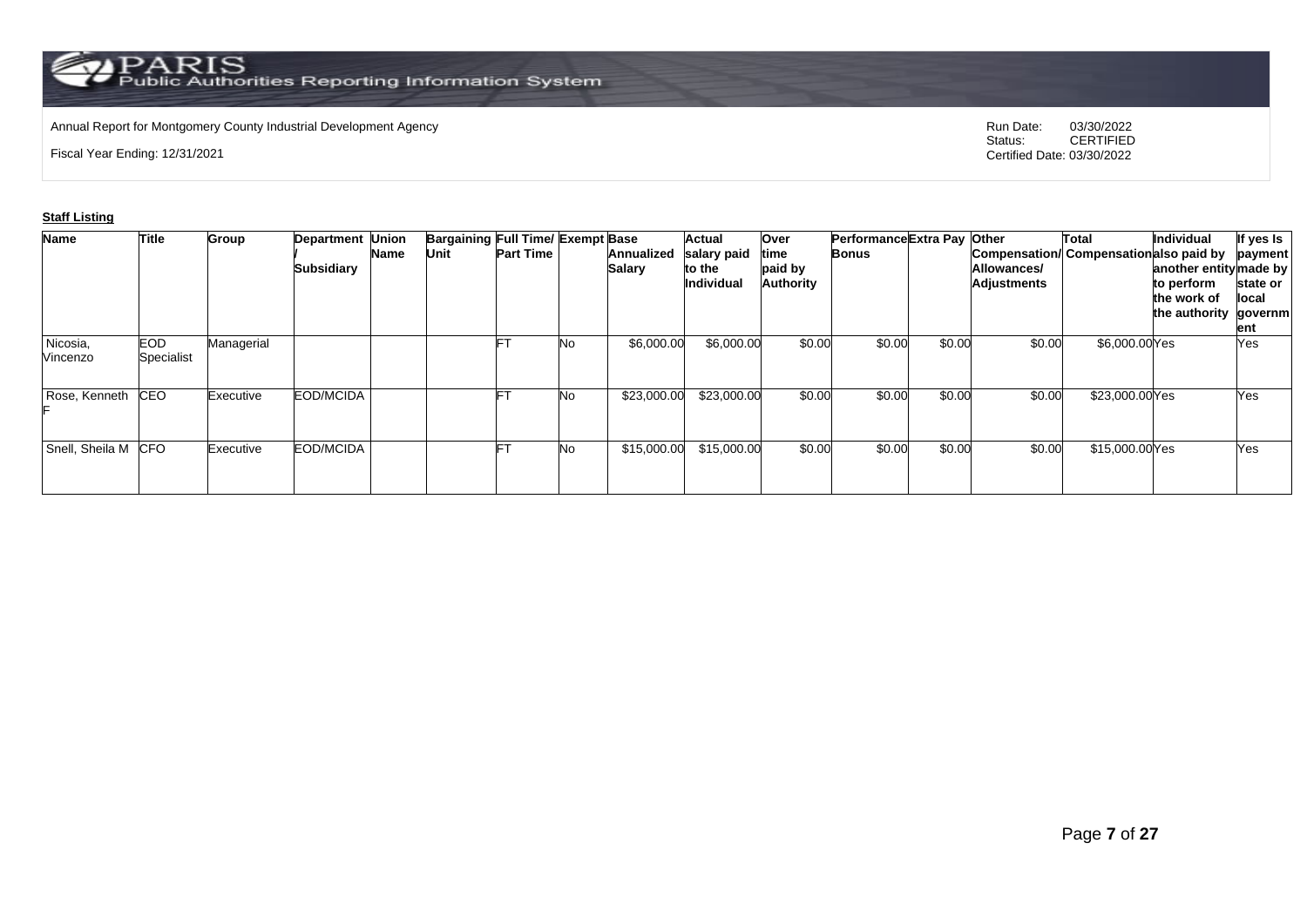Annual Report for Montgomery County Industrial Development Agency

Fiscal Year Ending: 12/31/2021

Run Date: 03/30/2022
Status: CERTIFIED
Certified Date: 03/30/2022

**Staff Listing**

| Name | Title | Group | Department / Subsidiary | Union Name | Bargaining Unit | Full Time/ Part Time | Exempt | Base Annualized Salary | Actual salary paid to the Individual | Over time paid by Authority | Performance Bonus | Extra Pay | Other Compensation/ Allowances/ Adjustments | Total Compensation | Individual also paid by another entity to perform the work of the authority | If yes Is payment made by state or local government |
|---|---|---|---|---|---|---|---|---|---|---|---|---|---|---|---|---|
| Nicosia, Vincenzo | EOD Specialist | Managerial | | | | FT | No | $6,000.00 | $6,000.00 | $0.00 | $0.00 | $0.00 | $0.00 | $6,000.00 | Yes | Yes |
| Rose, Kenneth F | CEO | Executive | EOD/MCIDA | | | FT | No | $23,000.00 | $23,000.00 | $0.00 | $0.00 | $0.00 | $0.00 | $23,000.00 | Yes | Yes |
| Snell, Sheila M | CFO | Executive | EOD/MCIDA | | | FT | No | $15,000.00 | $15,000.00 | $0.00 | $0.00 | $0.00 | $0.00 | $15,000.00 | Yes | Yes |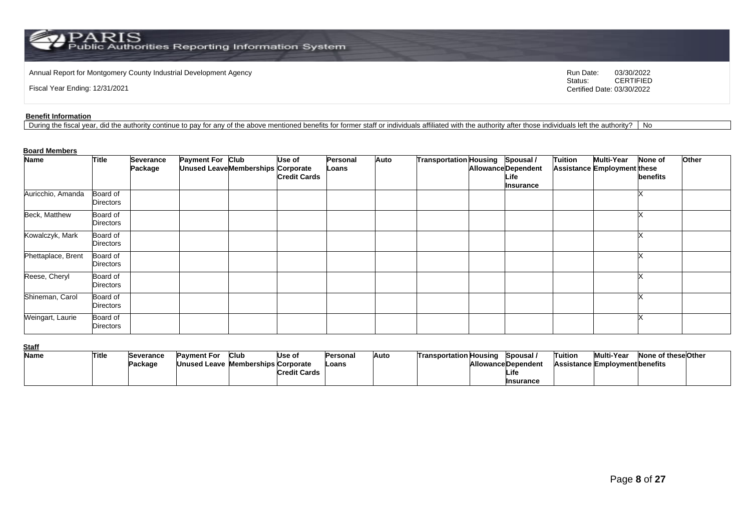Annual Report for Montgomery County Industrial Development Agency

Fiscal Year Ending: 12/31/2021

Run Date: 03/30/2022
Status: CERTIFIED
Certified Date: 03/30/2022

**Benefit Information**

| During the fiscal year, did the authority continue to pay for any of the above mentioned benefits for former staff or individuals affiliated with the authority after those individuals left the authority? | No |
|---|---|

**Board Members**

| Name | Title | Severance Package | Payment For Unused Leave | Club Memberships | Use of Corporate Credit Cards | Personal Loans | Auto | Transportation | Housing Allowance | Spousal / Dependent Life Insurance | Tuition Assistance | Multi-Year Employment | None of these benefits | Other |
|---|---|---|---|---|---|---|---|---|---|---|---|---|---|---|
| Auricchio, Amanda | Board of Directors | | | | | | | | | | | | X | |
| Beck, Matthew | Board of Directors | | | | | | | | | | | | X | |
| Kowalczyk, Mark | Board of Directors | | | | | | | | | | | | X | |
| Phettaplace, Brent | Board of Directors | | | | | | | | | | | | X | |
| Reese, Cheryl | Board of Directors | | | | | | | | | | | | X | |
| Shineman, Carol | Board of Directors | | | | | | | | | | | | X | |
| Weingart, Laurie | Board of Directors | | | | | | | | | | | | X | |

**Staff**

| Name | Title | Severance Package | Payment For Unused Leave | Club Memberships | Use of Corporate Credit Cards | Personal Loans | Auto | Transportation | Housing Allowance | Spousal / Dependent Life Insurance | Tuition Assistance | Multi-Year Employment | None of these benefits | Other |
|---|---|---|---|---|---|---|---|---|---|---|---|---|---|---|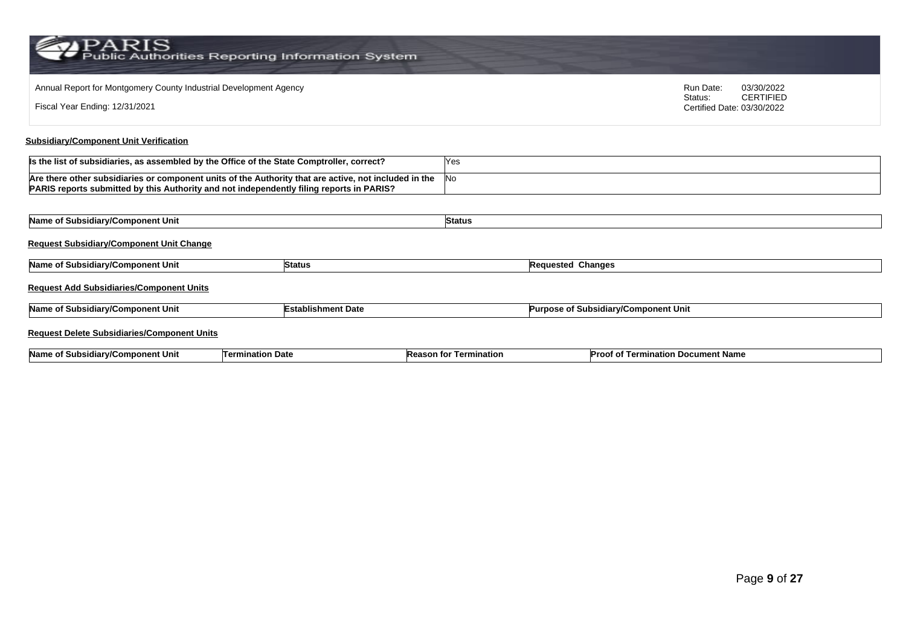Annual Report for Montgomery County Industrial Development Agency

Fiscal Year Ending: 12/31/2021

Run Date: 03/30/2022
Status: CERTIFIED
Certified Date: 03/30/2022

## Subsidiary/Component Unit Verification

| Is the list of subsidiaries, as assembled by the Office of the State Comptroller, correct? | Yes |
|---|---|
| Are there other subsidiaries or component units of the Authority that are active, not included in the PARIS reports submitted by this Authority and not independently filing reports in PARIS? | No |

| Name of Subsidiary/Component Unit | Status |
|---|---|

## Request Subsidiary/Component Unit Change

| Name of Subsidiary/Component Unit | Status | Requested Changes |
|---|---|---|

## Request Add Subsidiaries/Component Units

| Name of Subsidiary/Component Unit | Establishment Date | Purpose of Subsidiary/Component Unit |
|---|---|---|

## Request Delete Subsidiaries/Component Units

| Name of Subsidiary/Component Unit | Termination Date | Reason for Termination | Proof of Termination Document Name |
|---|---|---|---|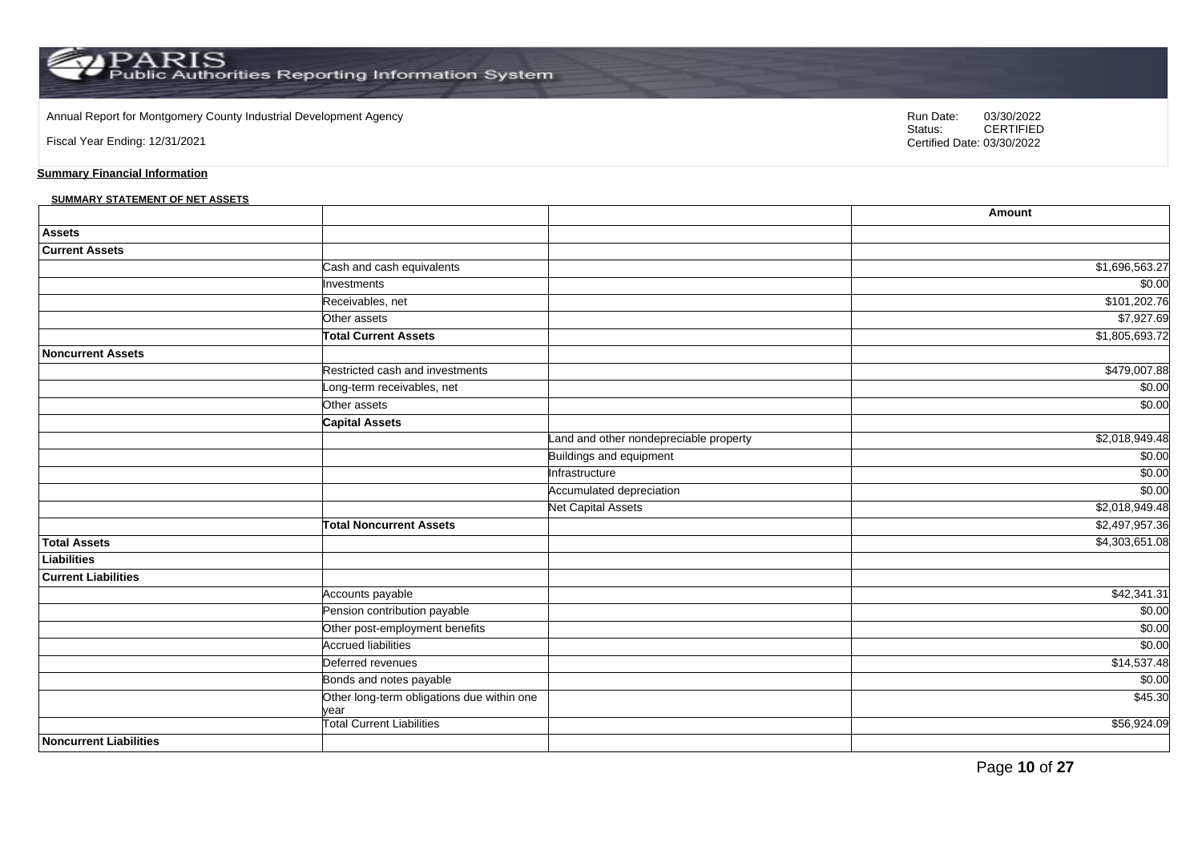Annual Report for Montgomery County Industrial Development Agency

Fiscal Year Ending: 12/31/2021

Run Date: 03/30/2022
Status: CERTIFIED
Certified Date: 03/30/2022

**Summary Financial Information**

**SUMMARY STATEMENT OF NET ASSETS**

| | | | Amount |
|---|---|---|---|
| **Assets** | | | |
| **Current Assets** | | | |
| | Cash and cash equivalents | | $1,696,563.27 |
| | Investments | | $0.00 |
| | Receivables, net | | $101,202.76 |
| | Other assets | | $7,927.69 |
| | **Total Current Assets** | | $1,805,693.72 |
| **Noncurrent Assets** | | | |
| | Restricted cash and investments | | $479,007.88 |
| | Long-term receivables, net | | $0.00 |
| | Other assets | | $0.00 |
| | **Capital Assets** | | |
| | | Land and other nondepreciable property | $2,018,949.48 |
| | | Buildings and equipment | $0.00 |
| | | Infrastructure | $0.00 |
| | | Accumulated depreciation | $0.00 |
| | | Net Capital Assets | $2,018,949.48 |
| | **Total Noncurrent Assets** | | $2,497,957.36 |
| **Total Assets** | | | $4,303,651.08 |
| **Liabilities** | | | |
| **Current Liabilities** | | | |
| | Accounts payable | | $42,341.31 |
| | Pension contribution payable | | $0.00 |
| | Other post-employment benefits | | $0.00 |
| | Accrued liabilities | | $0.00 |
| | Deferred revenues | | $14,537.48 |
| | Bonds and notes payable | | $0.00 |
| | Other long-term obligations due within one year | | $45.30 |
| | Total Current Liabilities | | $56,924.09 |
| **Noncurrent Liabilities** | | | |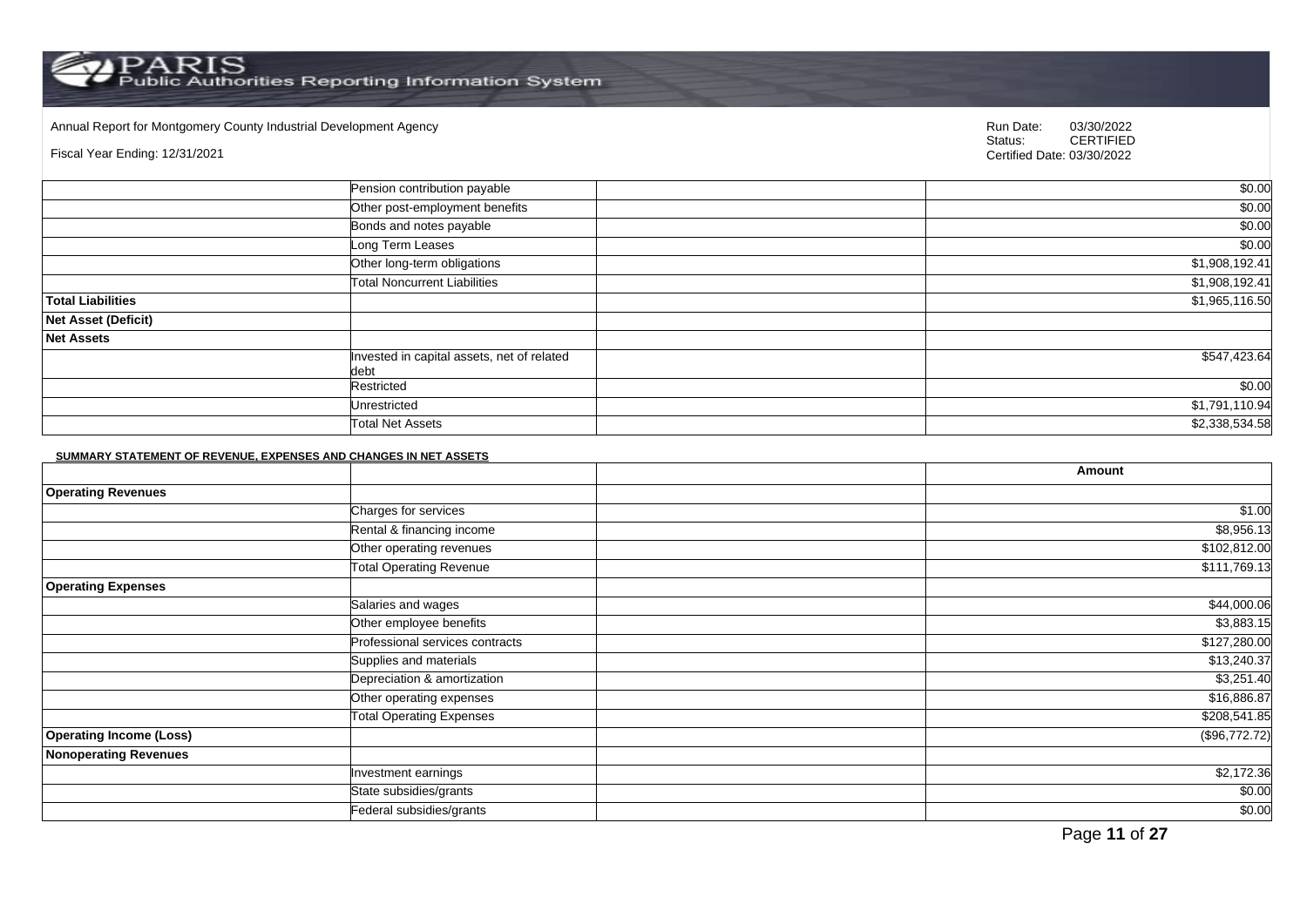Annual Report for Montgomery County Industrial Development Agency

Fiscal Year Ending: 12/31/2021

Run Date: 03/30/2022
Status: CERTIFIED
Certified Date: 03/30/2022

| | | | |
|---|---|---|---|
| | Pension contribution payable | | $0.00 |
| | Other post-employment benefits | | $0.00 |
| | Bonds and notes payable | | $0.00 |
| | Long Term Leases | | $0.00 |
| | Other long-term obligations | | $1,908,192.41 |
| | Total Noncurrent Liabilities | | $1,908,192.41 |
| **Total Liabilities** | | | $1,965,116.50 |
| **Net Asset (Deficit)** | | | |
| **Net Assets** | | | |
| | Invested in capital assets, net of related debt | | $547,423.64 |
| | Restricted | | $0.00 |
| | Unrestricted | | $1,791,110.94 |
| | Total Net Assets | | $2,338,534.58 |

**SUMMARY STATEMENT OF REVENUE, EXPENSES AND CHANGES IN NET ASSETS**

| | | | Amount |
|---|---|---|---|
| **Operating Revenues** | | | |
| | Charges for services | | $1.00 |
| | Rental & financing income | | $8,956.13 |
| | Other operating revenues | | $102,812.00 |
| | Total Operating Revenue | | $111,769.13 |
| **Operating Expenses** | | | |
| | Salaries and wages | | $44,000.06 |
| | Other employee benefits | | $3,883.15 |
| | Professional services contracts | | $127,280.00 |
| | Supplies and materials | | $13,240.37 |
| | Depreciation & amortization | | $3,251.40 |
| | Other operating expenses | | $16,886.87 |
| | Total Operating Expenses | | $208,541.85 |
| **Operating Income (Loss)** | | | ($96,772.72) |
| **Nonoperating Revenues** | | | |
| | Investment earnings | | $2,172.36 |
| | State subsidies/grants | | $0.00 |
| | Federal subsidies/grants | | $0.00 |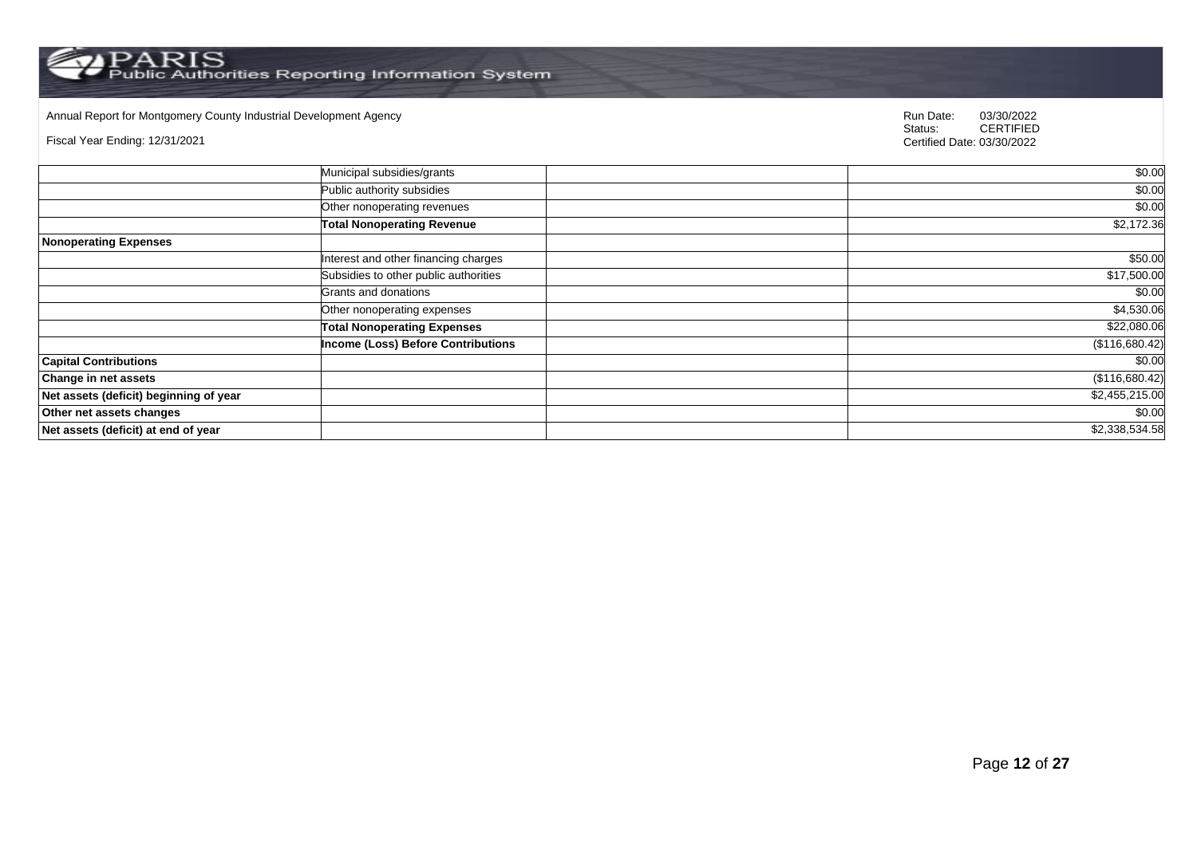Annual Report for Montgomery County Industrial Development Agency

Fiscal Year Ending: 12/31/2021

Run Date: 03/30/2022
Status: CERTIFIED
Certified Date: 03/30/2022

| | | | |
|---|---|---|---|
| | Municipal subsidies/grants | | $0.00 |
| | Public authority subsidies | | $0.00 |
| | Other nonoperating revenues | | $0.00 |
| | **Total Nonoperating Revenue** | | $2,172.36 |
| **Nonoperating Expenses** | | | |
| | Interest and other financing charges | | $50.00 |
| | Subsidies to other public authorities | | $17,500.00 |
| | Grants and donations | | $0.00 |
| | Other nonoperating expenses | | $4,530.06 |
| | **Total Nonoperating Expenses** | | $22,080.06 |
| | **Income (Loss) Before Contributions** | | ($116,680.42) |
| **Capital Contributions** | | | $0.00 |
| **Change in net assets** | | | ($116,680.42) |
| **Net assets (deficit) beginning of year** | | | $2,455,215.00 |
| **Other net assets changes** | | | $0.00 |
| **Net assets (deficit) at end of year** | | | $2,338,534.58 |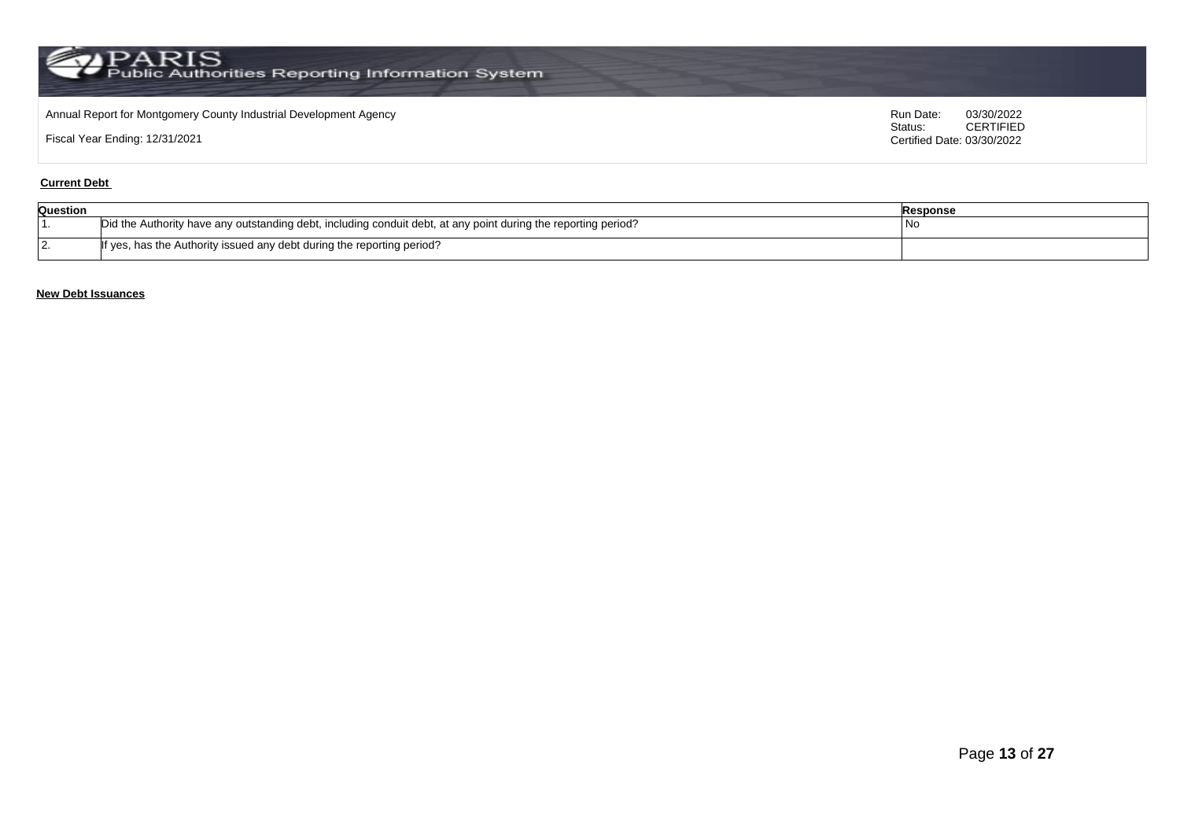Annual Report for Montgomery County Industrial Development Agency

Fiscal Year Ending: 12/31/2021

Run Date: 03/30/2022
Status: CERTIFIED
Certified Date: 03/30/2022

**Current Debt**

| Question | | Response |
|---|---|---|
| 1. | Did the Authority have any outstanding debt, including conduit debt, at any point during the reporting period? | No |
| 2. | If yes, has the Authority issued any debt during the reporting period? | |

**New Debt Issuances**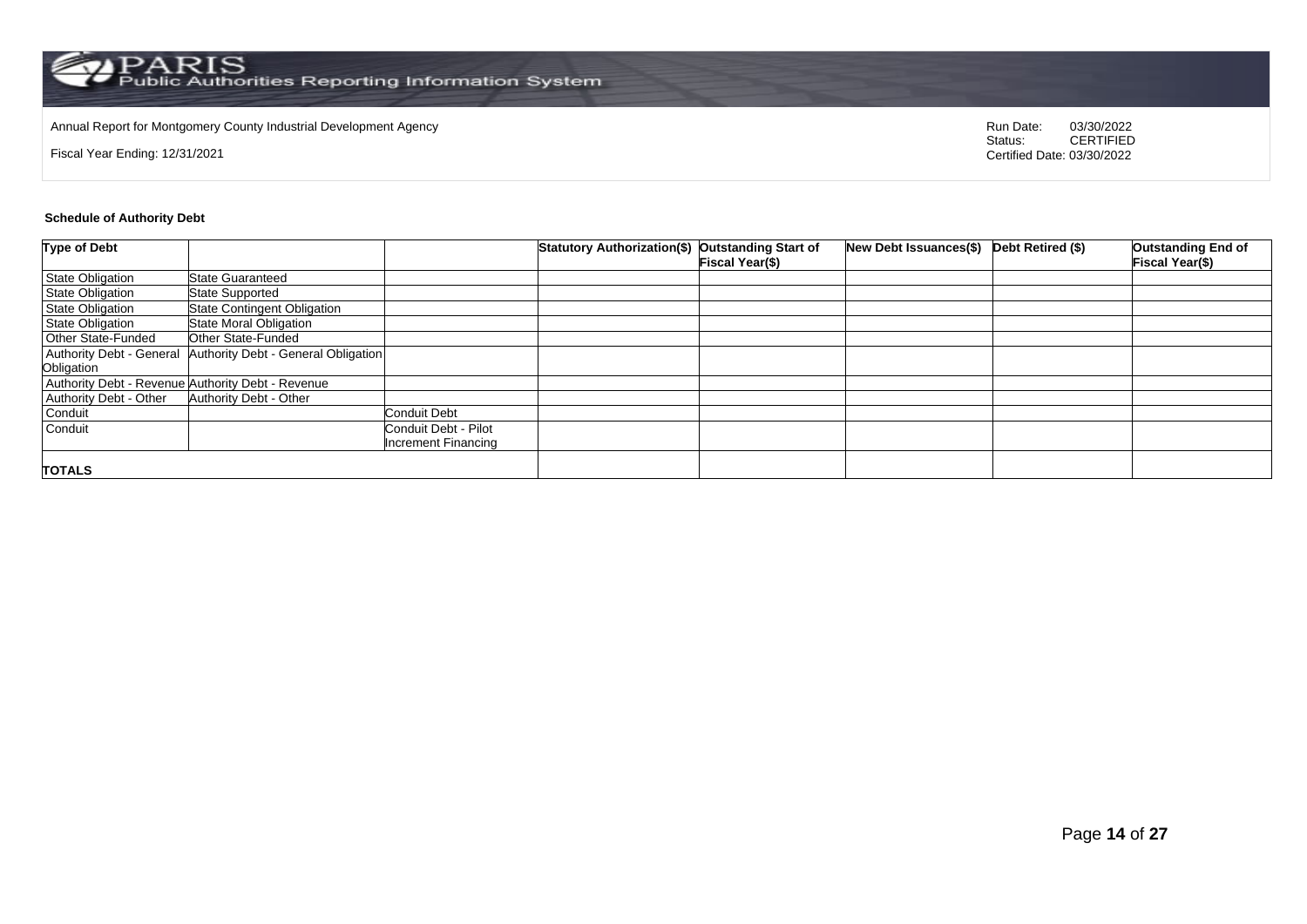Annual Report for Montgomery County Industrial Development Agency

Fiscal Year Ending: 12/31/2021

Run Date: 03/30/2022
Status: CERTIFIED
Certified Date: 03/30/2022

**Schedule of Authority Debt**

| Type of Debt | | | Statutory Authorization($) | Outstanding Start of Fiscal Year($) | New Debt Issuances($) | Debt Retired ($) | Outstanding End of Fiscal Year($) |
|---|---|---|---|---|---|---|---|
| State Obligation | State Guaranteed | | | | | | |
| State Obligation | State Supported | | | | | | |
| State Obligation | State Contingent Obligation | | | | | | |
| State Obligation | State Moral Obligation | | | | | | |
| Other State-Funded | Other State-Funded | | | | | | |
| Authority Debt - General Obligation | Authority Debt - General Obligation | | | | | | |
| Authority Debt - Revenue | Authority Debt - Revenue | | | | | | |
| Authority Debt - Other | Authority Debt - Other | | | | | | |
| Conduit | | Conduit Debt | | | | | |
| Conduit | | Conduit Debt - Pilot Increment Financing | | | | | |
| **TOTALS** | | | | | | | |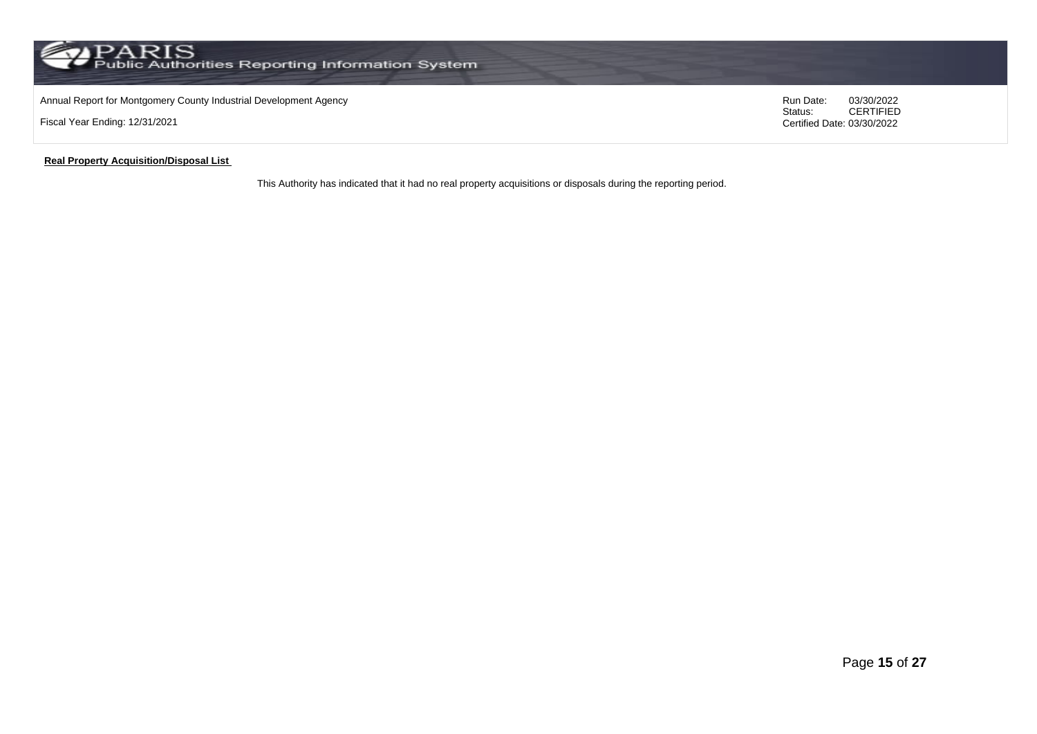**Real Property Acquisition/Disposal List**

This Authority has indicated that it had no real property acquisitions or disposals during the reporting period.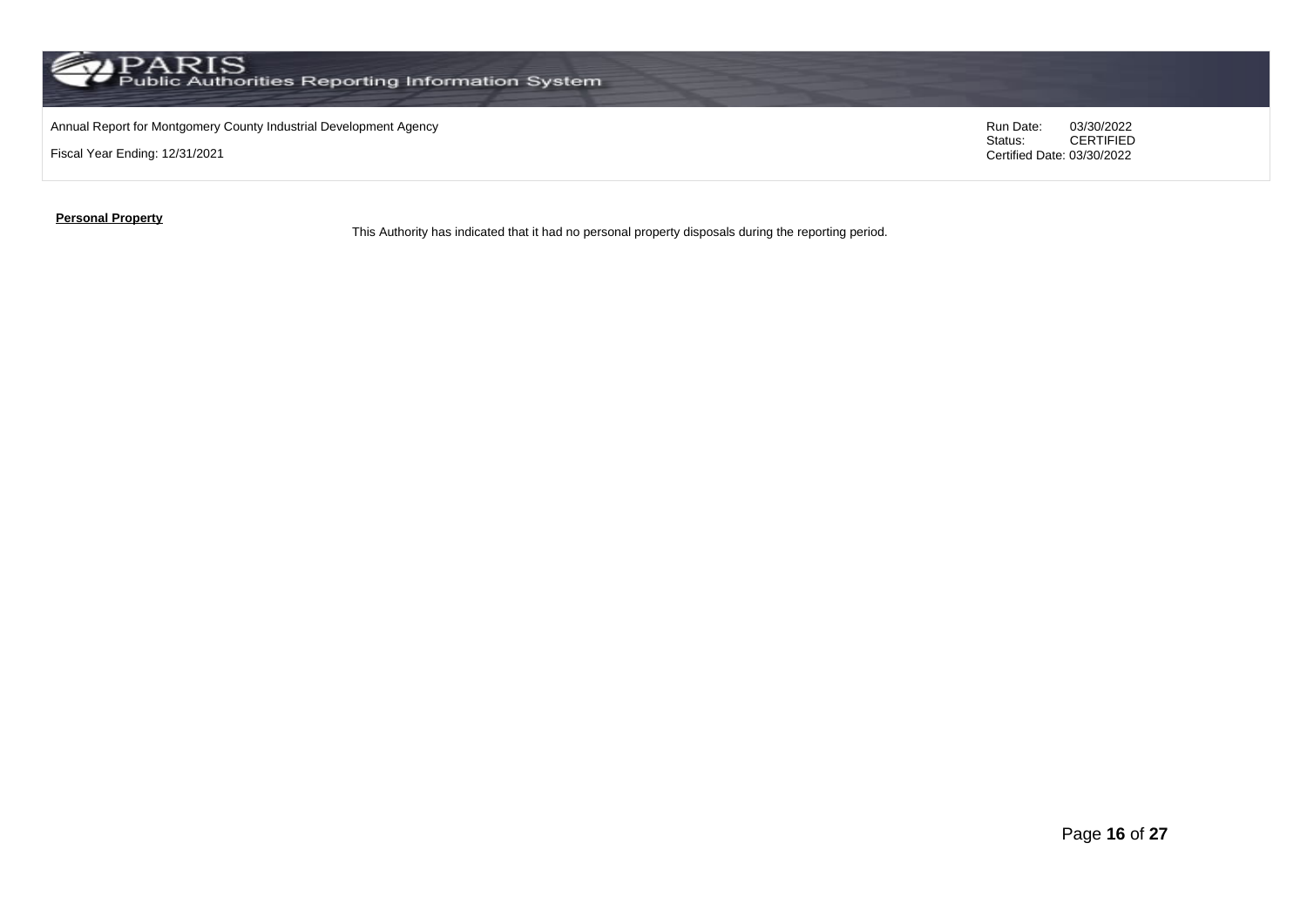**Personal Property**

This Authority has indicated that it had no personal property disposals during the reporting period.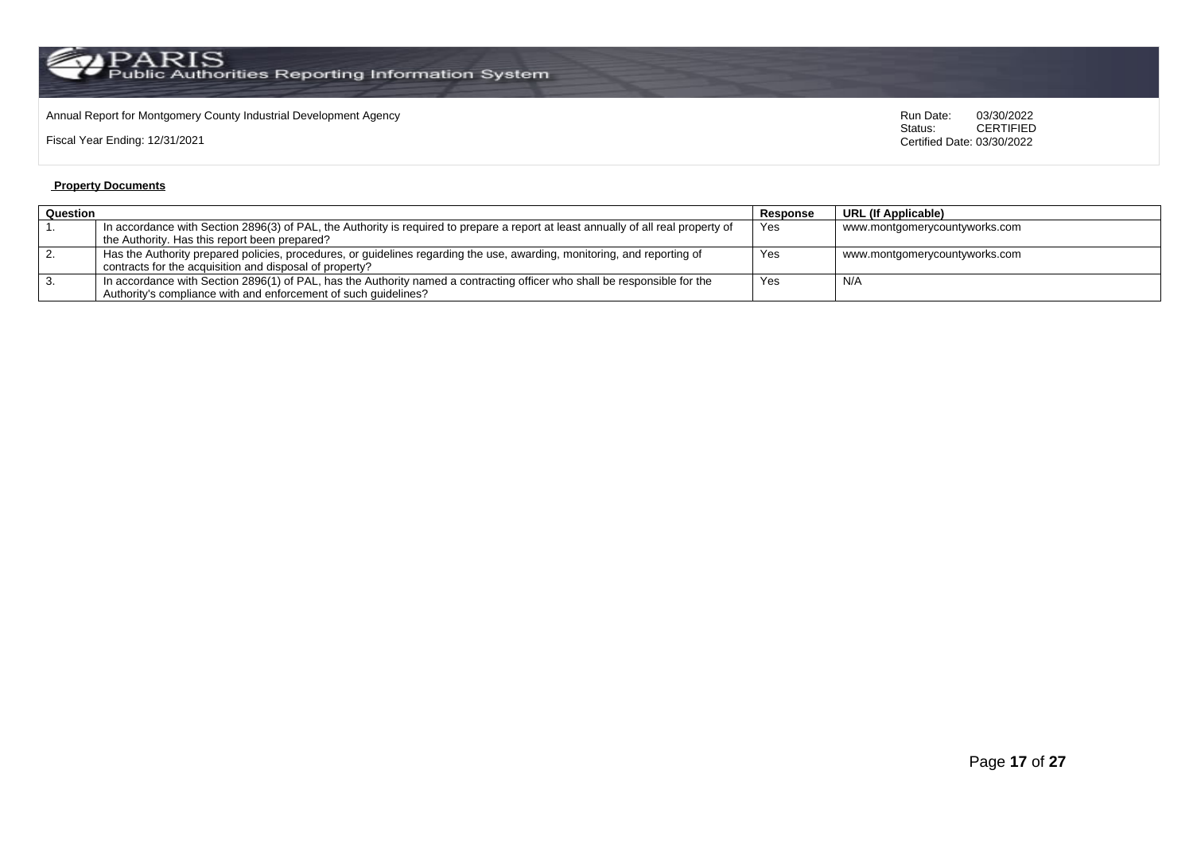Annual Report for Montgomery County Industrial Development Agency

Fiscal Year Ending: 12/31/2021

Run Date: 03/30/2022
Status: CERTIFIED
Certified Date: 03/30/2022

**Property Documents**

| Question | | Response | URL (If Applicable) |
|---|---|---|---|
| 1. | In accordance with Section 2896(3) of PAL, the Authority is required to prepare a report at least annually of all real property of the Authority. Has this report been prepared? | Yes | www.montgomerycountyworks.com |
| 2. | Has the Authority prepared policies, procedures, or guidelines regarding the use, awarding, monitoring, and reporting of contracts for the acquisition and disposal of property? | Yes | www.montgomerycountyworks.com |
| 3. | In accordance with Section 2896(1) of PAL, has the Authority named a contracting officer who shall be responsible for the Authority's compliance with and enforcement of such guidelines? | Yes | N/A |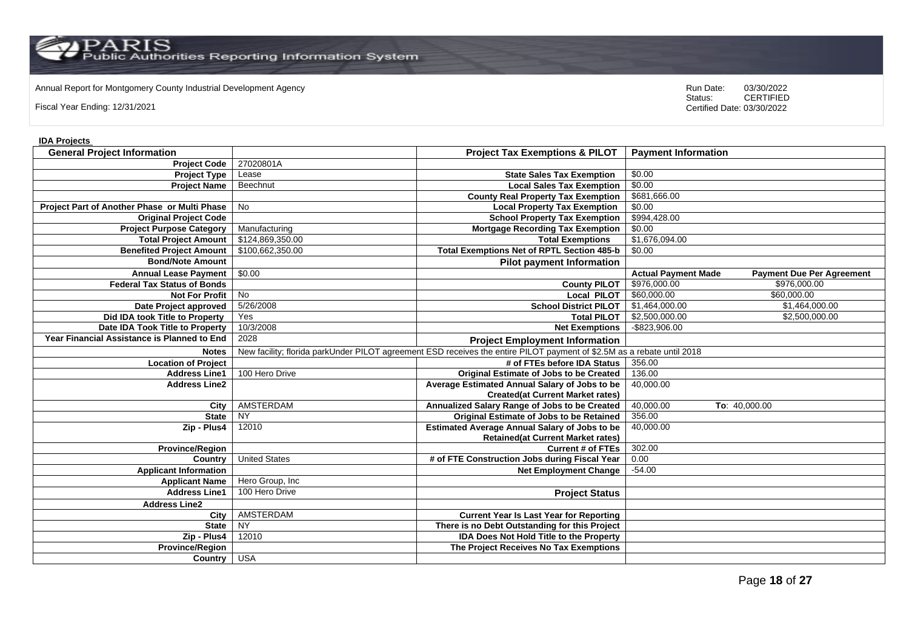Annual Report for Montgomery County Industrial Development Agency

Fiscal Year Ending: 12/31/2021

Run Date: 03/30/2022
Status: CERTIFIED
Certified Date: 03/30/2022

**IDA Projects**

| General Project Information | | Project Tax Exemptions & PILOT | Payment Information | |
|---|---|---|---|---|
| Project Code | 27020801A | | | |
| Project Type | Lease | State Sales Tax Exemption | $0.00 | |
| Project Name | Beechnut | Local Sales Tax Exemption | $0.00 | |
| | | County Real Property Tax Exemption | $681,666.00 | |
| Project Part of Another Phase or Multi Phase | No | Local Property Tax Exemption | $0.00 | |
| Original Project Code | | School Property Tax Exemption | $994,428.00 | |
| Project Purpose Category | Manufacturing | Mortgage Recording Tax Exemption | $0.00 | |
| Total Project Amount | $124,869,350.00 | Total Exemptions | $1,676,094.00 | |
| Benefited Project Amount | $100,662,350.00 | Total Exemptions Net of RPTL Section 485-b | $0.00 | |
| Bond/Note Amount | | **Pilot payment Information** | | |
| Annual Lease Payment | $0.00 | | **Actual Payment Made** | **Payment Due Per Agreement** |
| Federal Tax Status of Bonds | | County PILOT | $976,000.00 | $976,000.00 |
| Not For Profit | No | Local PILOT | $60,000.00 | $60,000.00 |
| Date Project approved | 5/26/2008 | School District PILOT | $1,464,000.00 | $1,464,000.00 |
| Did IDA took Title to Property | Yes | Total PILOT | $2,500,000.00 | $2,500,000.00 |
| Date IDA Took Title to Property | 10/3/2008 | Net Exemptions | -$823,906.00 | |
| Year Financial Assistance is Planned to End | 2028 | **Project Employment Information** | | |
| Notes | New facility; florida parkUnder PILOT agreement ESD receives the entire PILOT payment of $2.5M as a rebate until 2018 | | | |
| Location of Project | | # of FTEs before IDA Status | 356.00 | |
| Address Line1 | 100 Hero Drive | Original Estimate of Jobs to be Created | 136.00 | |
| Address Line2 | | Average Estimated Annual Salary of Jobs to be Created(at Current Market rates) | 40,000.00 | |
| City | AMSTERDAM | Annualized Salary Range of Jobs to be Created | 40,000.00 | To: 40,000.00 |
| State | NY | Original Estimate of Jobs to be Retained | 356.00 | |
| Zip - Plus4 | 12010 | Estimated Average Annual Salary of Jobs to be Retained(at Current Market rates) | 40,000.00 | |
| Province/Region | | Current # of FTEs | 302.00 | |
| Country | United States | # of FTE Construction Jobs during Fiscal Year | 0.00 | |
| Applicant Information | | Net Employment Change | -54.00 | |
| Applicant Name | Hero Group, Inc | | | |
| Address Line1 | 100 Hero Drive | **Project Status** | | |
| Address Line2 | | | | |
| City | AMSTERDAM | Current Year Is Last Year for Reporting | | |
| State | NY | There is no Debt Outstanding for this Project | | |
| Zip - Plus4 | 12010 | IDA Does Not Hold Title to the Property | | |
| Province/Region | | The Project Receives No Tax Exemptions | | |
| Country | USA | | | |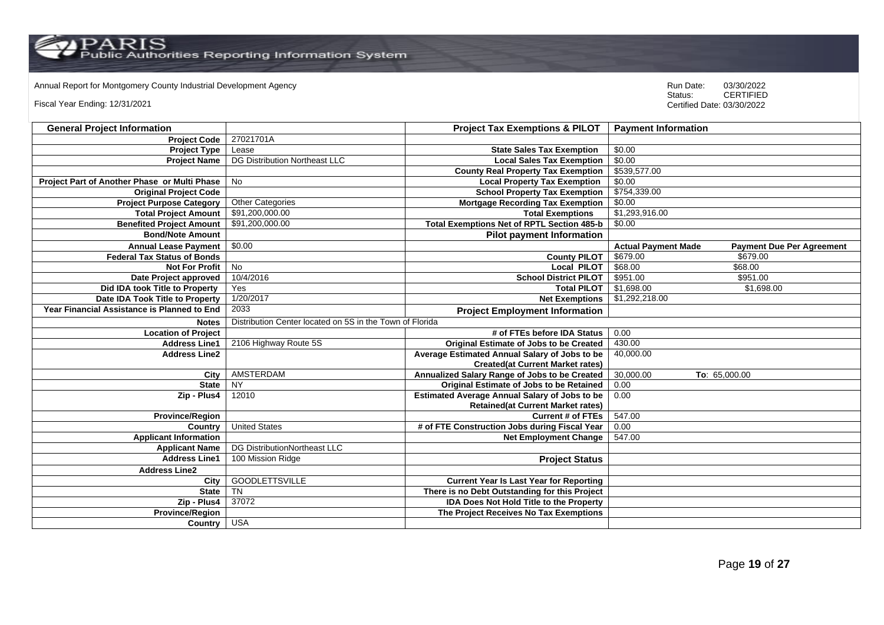Annual Report for Montgomery County Industrial Development Agency

Fiscal Year Ending: 12/31/2021

Run Date: 03/30/2022
Status: CERTIFIED
Certified Date: 03/30/2022

| General Project Information | | Project Tax Exemptions & PILOT | Payment Information | |
|---|---|---|---|---|
| Project Code | 27021701A | | | |
| Project Type | Lease | State Sales Tax Exemption | $0.00 | |
| Project Name | DG Distribution Northeast LLC | Local Sales Tax Exemption | $0.00 | |
| | | County Real Property Tax Exemption | $539,577.00 | |
| Project Part of Another Phase or Multi Phase | No | Local Property Tax Exemption | $0.00 | |
| Original Project Code | | School Property Tax Exemption | $754,339.00 | |
| Project Purpose Category | Other Categories | Mortgage Recording Tax Exemption | $0.00 | |
| Total Project Amount | $91,200,000.00 | Total Exemptions | $1,293,916.00 | |
| Benefited Project Amount | $91,200,000.00 | Total Exemptions Net of RPTL Section 485-b | $0.00 | |
| Bond/Note Amount | | Pilot payment Information | | |
| Annual Lease Payment | $0.00 | | Actual Payment Made | Payment Due Per Agreement |
| Federal Tax Status of Bonds | | County PILOT | $679.00 | $679.00 |
| Not For Profit | No | Local PILOT | $68.00 | $68.00 |
| Date Project approved | 10/4/2016 | School District PILOT | $951.00 | $951.00 |
| Did IDA took Title to Property | Yes | Total PILOT | $1,698.00 | $1,698.00 |
| Date IDA Took Title to Property | 1/20/2017 | Net Exemptions | $1,292,218.00 | |
| Year Financial Assistance is Planned to End | 2033 | Project Employment Information | | |
| Notes | Distribution Center located on 5S in the Town of Florida | | | |
| Location of Project | | # of FTEs before IDA Status | 0.00 | |
| Address Line1 | 2106 Highway Route 5S | Original Estimate of Jobs to be Created | 430.00 | |
| Address Line2 | | Average Estimated Annual Salary of Jobs to be Created(at Current Market rates) | 40,000.00 | |
| City | AMSTERDAM | Annualized Salary Range of Jobs to be Created | 30,000.00 | To: 65,000.00 |
| State | NY | Original Estimate of Jobs to be Retained | 0.00 | |
| Zip - Plus4 | 12010 | Estimated Average Annual Salary of Jobs to be Retained(at Current Market rates) | 0.00 | |
| Province/Region | | Current # of FTEs | 547.00 | |
| Country | United States | # of FTE Construction Jobs during Fiscal Year | 0.00 | |
| Applicant Information | | Net Employment Change | 547.00 | |
| Applicant Name | DG DistributionNortheast LLC | | | |
| Address Line1 | 100 Mission Ridge | Project Status | | |
| Address Line2 | | | | |
| City | GOODLETTSVILLE | Current Year Is Last Year for Reporting | | |
| State | TN | There is no Debt Outstanding for this Project | | |
| Zip - Plus4 | 37072 | IDA Does Not Hold Title to the Property | | |
| Province/Region | | The Project Receives No Tax Exemptions | | |
| Country | USA | | | |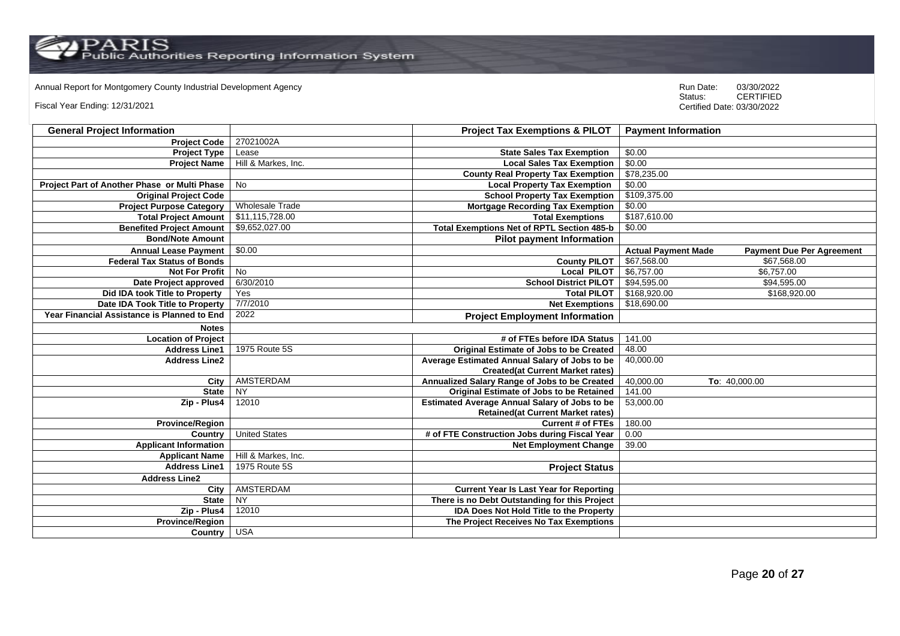Annual Report for Montgomery County Industrial Development Agency

Fiscal Year Ending: 12/31/2021

Run Date: 03/30/2022
Status: CERTIFIED
Certified Date: 03/30/2022

| General Project Information | | Project Tax Exemptions & PILOT | Payment Information | |
|---|---|---|---|---|
| Project Code | 27021002A | | | |
| Project Type | Lease | State Sales Tax Exemption | $0.00 | |
| Project Name | Hill & Markes, Inc. | Local Sales Tax Exemption | $0.00 | |
| | | County Real Property Tax Exemption | $78,235.00 | |
| Project Part of Another Phase or Multi Phase | No | Local Property Tax Exemption | $0.00 | |
| Original Project Code | | School Property Tax Exemption | $109,375.00 | |
| Project Purpose Category | Wholesale Trade | Mortgage Recording Tax Exemption | $0.00 | |
| Total Project Amount | $11,115,728.00 | Total Exemptions | $187,610.00 | |
| Benefited Project Amount | $9,652,027.00 | Total Exemptions Net of RPTL Section 485-b | $0.00 | |
| Bond/Note Amount | | Pilot payment Information | | |
| Annual Lease Payment | $0.00 | | Actual Payment Made | Payment Due Per Agreement |
| Federal Tax Status of Bonds | | County PILOT | $67,568.00 | $67,568.00 |
| Not For Profit | No | Local PILOT | $6,757.00 | $6,757.00 |
| Date Project approved | 6/30/2010 | School District PILOT | $94,595.00 | $94,595.00 |
| Did IDA took Title to Property | Yes | Total PILOT | $168,920.00 | $168,920.00 |
| Date IDA Took Title to Property | 7/7/2010 | Net Exemptions | $18,690.00 | |
| Year Financial Assistance is Planned to End | 2022 | Project Employment Information | | |
| Notes | | | | |
| Location of Project | | # of FTEs before IDA Status | 141.00 | |
| Address Line1 | 1975 Route 5S | Original Estimate of Jobs to be Created | 48.00 | |
| Address Line2 | | Average Estimated Annual Salary of Jobs to be Created(at Current Market rates) | 40,000.00 | |
| City | AMSTERDAM | Annualized Salary Range of Jobs to be Created | 40,000.00 | To: 40,000.00 |
| State | NY | Original Estimate of Jobs to be Retained | 141.00 | |
| Zip - Plus4 | 12010 | Estimated Average Annual Salary of Jobs to be Retained(at Current Market rates) | 53,000.00 | |
| Province/Region | | Current # of FTEs | 180.00 | |
| Country | United States | # of FTE Construction Jobs during Fiscal Year | 0.00 | |
| Applicant Information | | Net Employment Change | 39.00 | |
| Applicant Name | Hill & Markes, Inc. | | | |
| Address Line1 | 1975 Route 5S | Project Status | | |
| Address Line2 | | | | |
| City | AMSTERDAM | Current Year Is Last Year for Reporting | | |
| State | NY | There is no Debt Outstanding for this Project | | |
| Zip - Plus4 | 12010 | IDA Does Not Hold Title to the Property | | |
| Province/Region | | The Project Receives No Tax Exemptions | | |
| Country | USA | | | |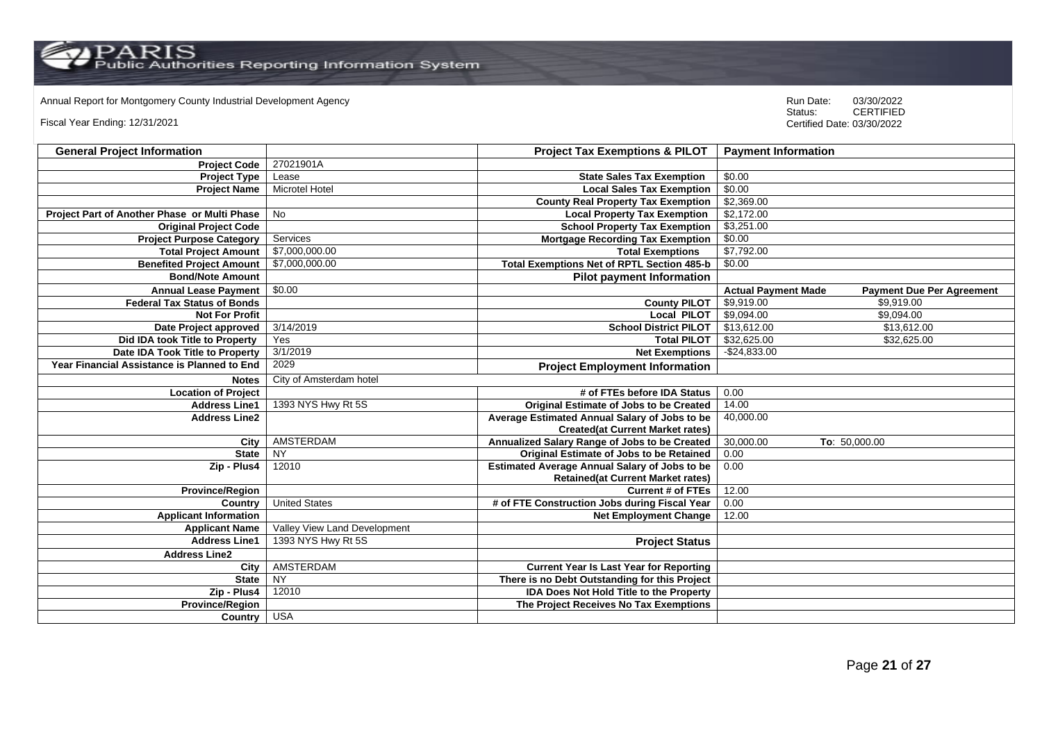Annual Report for Montgomery County Industrial Development Agency

Fiscal Year Ending: 12/31/2021

Run Date: 03/30/2022
Status: CERTIFIED
Certified Date: 03/30/2022

| General Project Information | | Project Tax Exemptions & PILOT | Payment Information | |
|---|---|---|---|---|
| Project Code | 27021901A | | | |
| Project Type | Lease | State Sales Tax Exemption | $0.00 | |
| Project Name | Microtel Hotel | Local Sales Tax Exemption | $0.00 | |
| | | County Real Property Tax Exemption | $2,369.00 | |
| Project Part of Another Phase or Multi Phase | No | Local Property Tax Exemption | $2,172.00 | |
| Original Project Code | | School Property Tax Exemption | $3,251.00 | |
| Project Purpose Category | Services | Mortgage Recording Tax Exemption | $0.00 | |
| Total Project Amount | $7,000,000.00 | Total Exemptions | $7,792.00 | |
| Benefited Project Amount | $7,000,000.00 | Total Exemptions Net of RPTL Section 485-b | $0.00 | |
| Bond/Note Amount | | Pilot payment Information | | |
| Annual Lease Payment | $0.00 | | Actual Payment Made | Payment Due Per Agreement |
| Federal Tax Status of Bonds | | County PILOT | $9,919.00 | $9,919.00 |
| Not For Profit | | Local PILOT | $9,094.00 | $9,094.00 |
| Date Project approved | 3/14/2019 | School District PILOT | $13,612.00 | $13,612.00 |
| Did IDA took Title to Property | Yes | Total PILOT | $32,625.00 | $32,625.00 |
| Date IDA Took Title to Property | 3/1/2019 | Net Exemptions | -$24,833.00 | |
| Year Financial Assistance is Planned to End | 2029 | Project Employment Information | | |
| Notes | City of Amsterdam hotel | | | |
| Location of Project | | # of FTEs before IDA Status | 0.00 | |
| Address Line1 | 1393 NYS Hwy Rt 5S | Original Estimate of Jobs to be Created | 14.00 | |
| Address Line2 | | Average Estimated Annual Salary of Jobs to be Created(at Current Market rates) | 40,000.00 | |
| City | AMSTERDAM | Annualized Salary Range of Jobs to be Created | 30,000.00 | To: 50,000.00 |
| State | NY | Original Estimate of Jobs to be Retained | 0.00 | |
| Zip - Plus4 | 12010 | Estimated Average Annual Salary of Jobs to be Retained(at Current Market rates) | 0.00 | |
| Province/Region | | Current # of FTEs | 12.00 | |
| Country | United States | # of FTE Construction Jobs during Fiscal Year | 0.00 | |
| Applicant Information | | Net Employment Change | 12.00 | |
| Applicant Name | Valley View Land Development | | | |
| Address Line1 | 1393 NYS Hwy Rt 5S | Project Status | | |
| Address Line2 | | | | |
| City | AMSTERDAM | Current Year Is Last Year for Reporting | | |
| State | NY | There is no Debt Outstanding for this Project | | |
| Zip - Plus4 | 12010 | IDA Does Not Hold Title to the Property | | |
| Province/Region | | The Project Receives No Tax Exemptions | | |
| Country | USA | | | |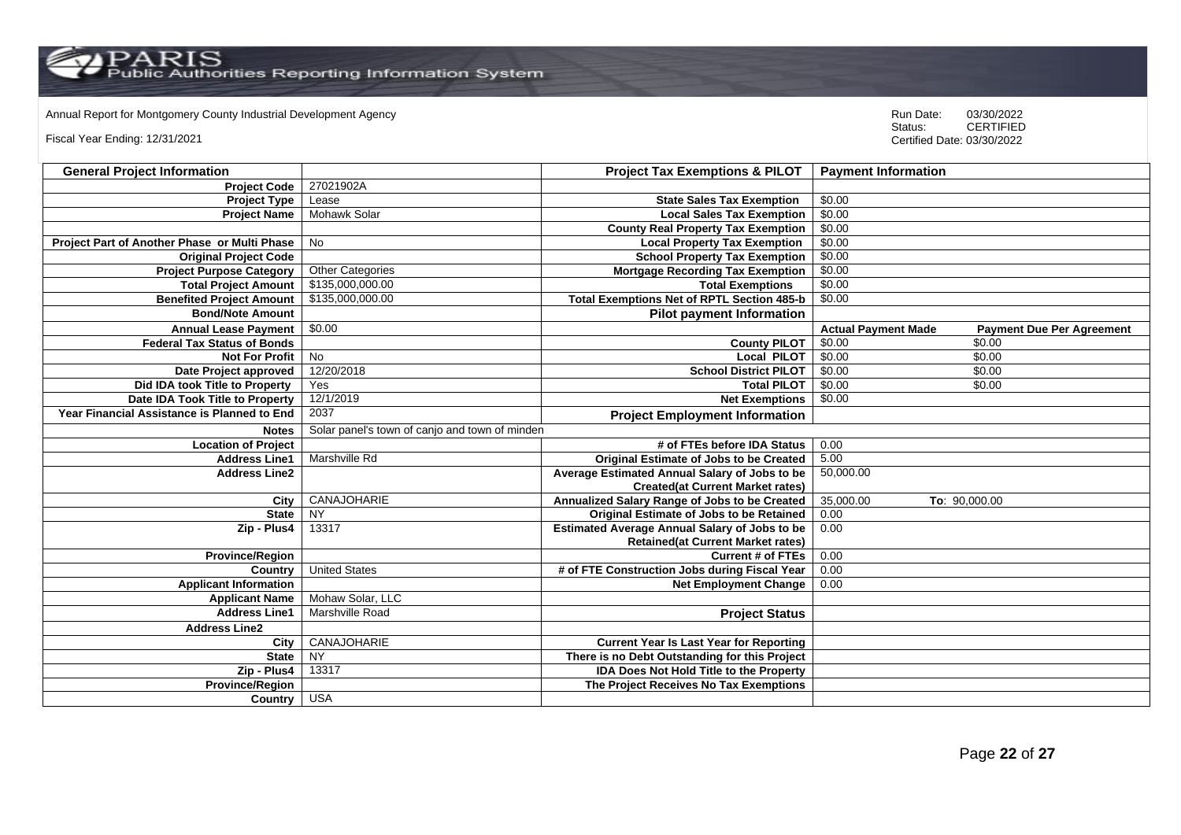Annual Report for Montgomery County Industrial Development Agency

Fiscal Year Ending: 12/31/2021

Run Date: 03/30/2022
Status: CERTIFIED
Certified Date: 03/30/2022

| General Project Information | | Project Tax Exemptions & PILOT | Payment Information | |
|---|---|---|---|---|
| Project Code | 27021902A | | | |
| Project Type | Lease | State Sales Tax Exemption | $0.00 | |
| Project Name | Mohawk Solar | Local Sales Tax Exemption | $0.00 | |
| | | County Real Property Tax Exemption | $0.00 | |
| Project Part of Another Phase or Multi Phase | No | Local Property Tax Exemption | $0.00 | |
| Original Project Code | | School Property Tax Exemption | $0.00 | |
| Project Purpose Category | Other Categories | Mortgage Recording Tax Exemption | $0.00 | |
| Total Project Amount | $135,000,000.00 | Total Exemptions | $0.00 | |
| Benefited Project Amount | $135,000,000.00 | Total Exemptions Net of RPTL Section 485-b | $0.00 | |
| Bond/Note Amount | | Pilot payment Information | | |
| Annual Lease Payment | $0.00 | | Actual Payment Made | Payment Due Per Agreement |
| Federal Tax Status of Bonds | | County PILOT | $0.00 | $0.00 |
| Not For Profit | No | Local PILOT | $0.00 | $0.00 |
| Date Project approved | 12/20/2018 | School District PILOT | $0.00 | $0.00 |
| Did IDA took Title to Property | Yes | Total PILOT | $0.00 | $0.00 |
| Date IDA Took Title to Property | 12/1/2019 | Net Exemptions | $0.00 | |
| Year Financial Assistance is Planned to End | 2037 | Project Employment Information | | |
| Notes | Solar panel's town of canjo and town of minden | | | |
| Location of Project | | # of FTEs before IDA Status | 0.00 | |
| Address Line1 | Marshville Rd | Original Estimate of Jobs to be Created | 5.00 | |
| Address Line2 | | Average Estimated Annual Salary of Jobs to be Created(at Current Market rates) | 50,000.00 | |
| City | CANAJOHARIE | Annualized Salary Range of Jobs to be Created | 35,000.00 | To: 90,000.00 |
| State | NY | Original Estimate of Jobs to be Retained | 0.00 | |
| Zip - Plus4 | 13317 | Estimated Average Annual Salary of Jobs to be Retained(at Current Market rates) | 0.00 | |
| Province/Region | | Current # of FTEs | 0.00 | |
| Country | United States | # of FTE Construction Jobs during Fiscal Year | 0.00 | |
| Applicant Information | | Net Employment Change | 0.00 | |
| Applicant Name | Mohaw Solar, LLC | | | |
| Address Line1 | Marshville Road | Project Status | | |
| Address Line2 | | | | |
| City | CANAJOHARIE | Current Year Is Last Year for Reporting | | |
| State | NY | There is no Debt Outstanding for this Project | | |
| Zip - Plus4 | 13317 | IDA Does Not Hold Title to the Property | | |
| Province/Region | | The Project Receives No Tax Exemptions | | |
| Country | USA | | | |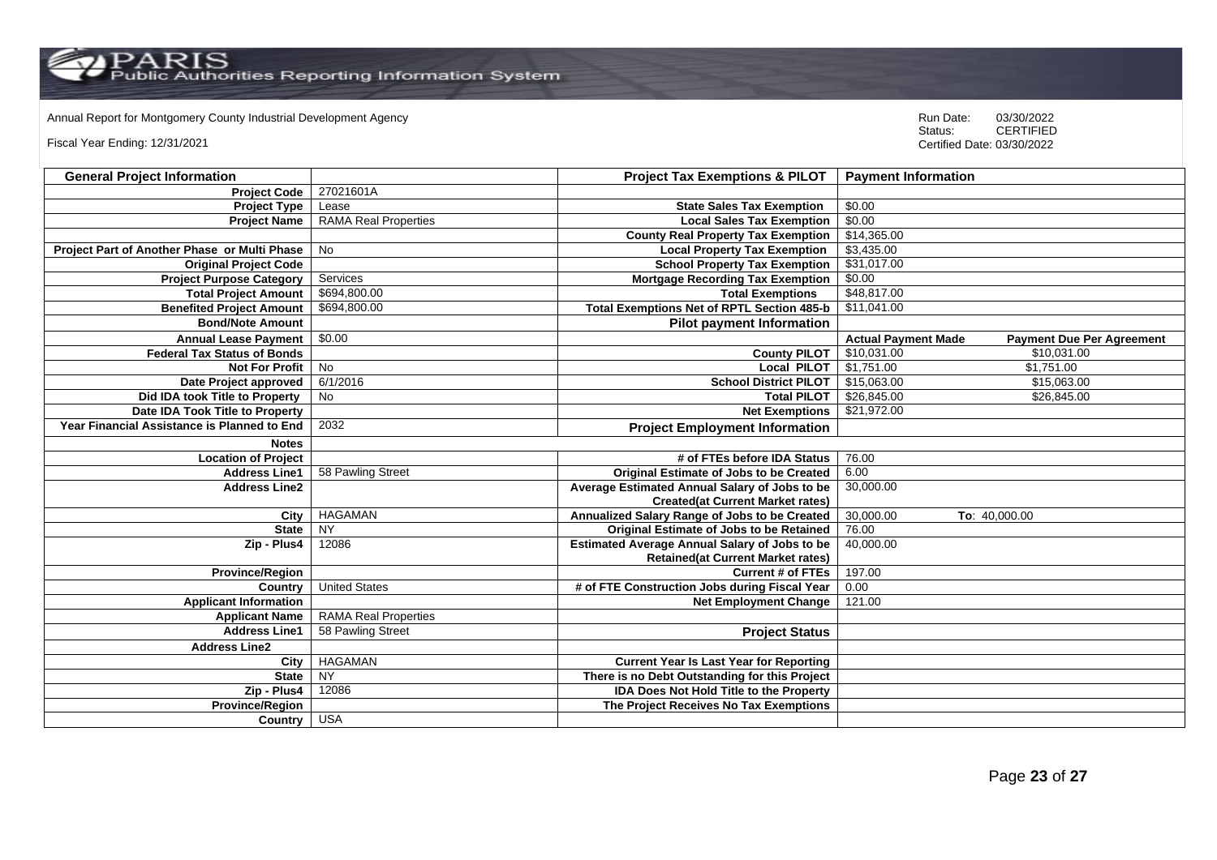Annual Report for Montgomery County Industrial Development Agency

Fiscal Year Ending: 12/31/2021

Run Date: 03/30/2022
Status: CERTIFIED
Certified Date: 03/30/2022

| General Project Information | | Project Tax Exemptions & PILOT | Payment Information | |
|---|---|---|---|---|
| Project Code | 27021601A | | | |
| Project Type | Lease | State Sales Tax Exemption | $0.00 | |
| Project Name | RAMA Real Properties | Local Sales Tax Exemption | $0.00 | |
| | | County Real Property Tax Exemption | $14,365.00 | |
| Project Part of Another Phase or Multi Phase | No | Local Property Tax Exemption | $3,435.00 | |
| Original Project Code | | School Property Tax Exemption | $31,017.00 | |
| Project Purpose Category | Services | Mortgage Recording Tax Exemption | $0.00 | |
| Total Project Amount | $694,800.00 | Total Exemptions | $48,817.00 | |
| Benefited Project Amount | $694,800.00 | Total Exemptions Net of RPTL Section 485-b | $11,041.00 | |
| Bond/Note Amount | | **Pilot payment Information** | | |
| Annual Lease Payment | $0.00 | | **Actual Payment Made** | **Payment Due Per Agreement** |
| Federal Tax Status of Bonds | | County PILOT | $10,031.00 | $10,031.00 |
| Not For Profit | No | Local PILOT | $1,751.00 | $1,751.00 |
| Date Project approved | 6/1/2016 | School District PILOT | $15,063.00 | $15,063.00 |
| Did IDA took Title to Property | No | Total PILOT | $26,845.00 | $26,845.00 |
| Date IDA Took Title to Property | | Net Exemptions | $21,972.00 | |
| Year Financial Assistance is Planned to End | 2032 | **Project Employment Information** | | |
| Notes | | | | |
| Location of Project | | # of FTEs before IDA Status | 76.00 | |
| Address Line1 | 58 Pawling Street | Original Estimate of Jobs to be Created | 6.00 | |
| Address Line2 | | Average Estimated Annual Salary of Jobs to be Created(at Current Market rates) | 30,000.00 | |
| City | HAGAMAN | Annualized Salary Range of Jobs to be Created | 30,000.00 | To: 40,000.00 |
| State | NY | Original Estimate of Jobs to be Retained | 76.00 | |
| Zip - Plus4 | 12086 | Estimated Average Annual Salary of Jobs to be Retained(at Current Market rates) | 40,000.00 | |
| Province/Region | | Current # of FTEs | 197.00 | |
| Country | United States | # of FTE Construction Jobs during Fiscal Year | 0.00 | |
| Applicant Information | | Net Employment Change | 121.00 | |
| Applicant Name | RAMA Real Properties | | | |
| Address Line1 | 58 Pawling Street | **Project Status** | | |
| Address Line2 | | | | |
| City | HAGAMAN | Current Year Is Last Year for Reporting | | |
| State | NY | There is no Debt Outstanding for this Project | | |
| Zip - Plus4 | 12086 | IDA Does Not Hold Title to the Property | | |
| Province/Region | | The Project Receives No Tax Exemptions | | |
| Country | USA | | | |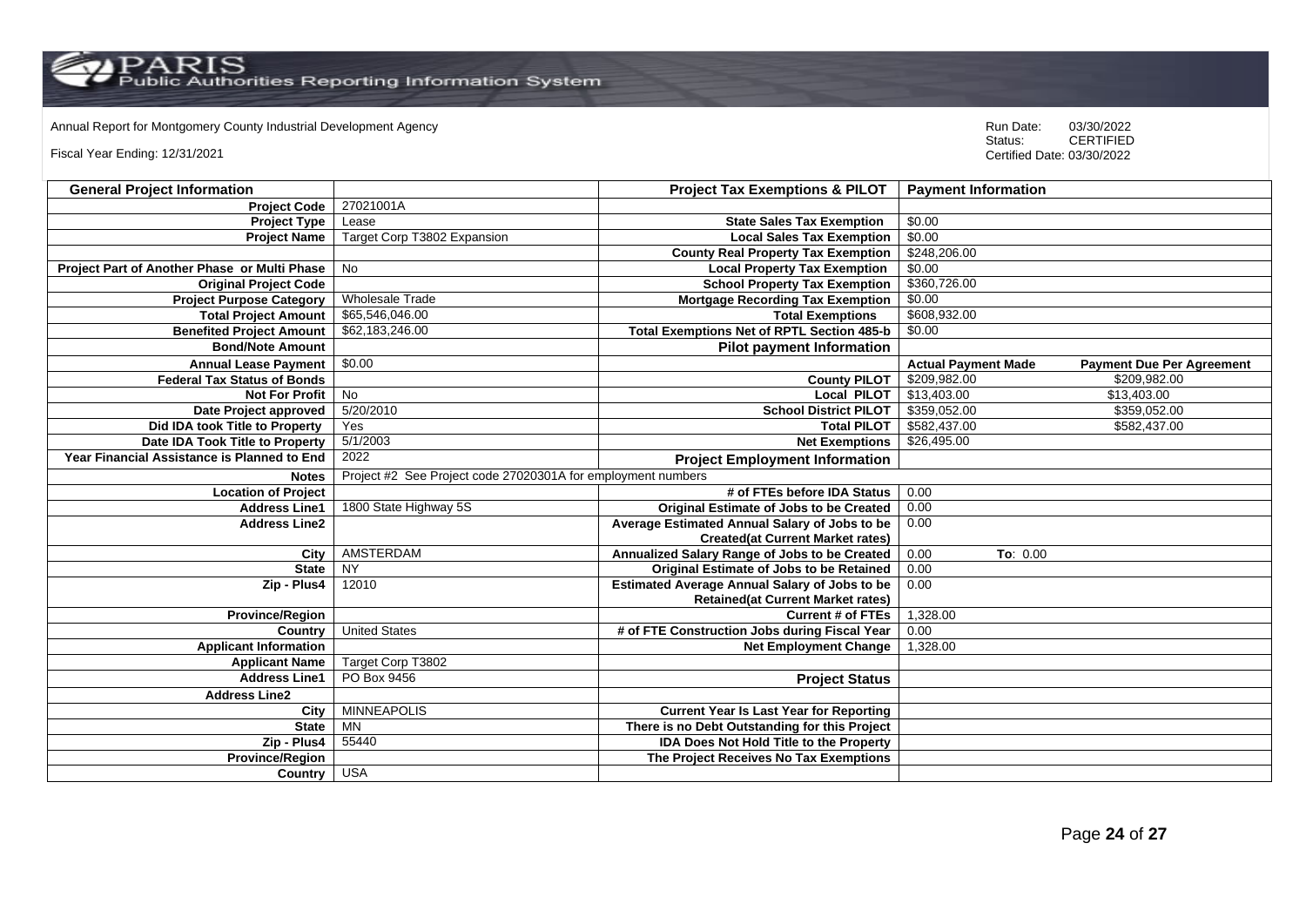Annual Report for Montgomery County Industrial Development Agency

Fiscal Year Ending: 12/31/2021

Run Date: 03/30/2022
Status: CERTIFIED
Certified Date: 03/30/2022

| General Project Information | | Project Tax Exemptions & PILOT | Payment Information | |
|---|---|---|---|---|
| Project Code | 27021001A | | | |
| Project Type | Lease | State Sales Tax Exemption | $0.00 | |
| Project Name | Target Corp T3802 Expansion | Local Sales Tax Exemption | $0.00 | |
| | | County Real Property Tax Exemption | $248,206.00 | |
| Project Part of Another Phase or Multi Phase | No | Local Property Tax Exemption | $0.00 | |
| Original Project Code | | School Property Tax Exemption | $360,726.00 | |
| Project Purpose Category | Wholesale Trade | Mortgage Recording Tax Exemption | $0.00 | |
| Total Project Amount | $65,546,046.00 | Total Exemptions | $608,932.00 | |
| Benefited Project Amount | $62,183,246.00 | Total Exemptions Net of RPTL Section 485-b | $0.00 | |
| Bond/Note Amount | | Pilot payment Information | | |
| Annual Lease Payment | $0.00 | | Actual Payment Made | Payment Due Per Agreement |
| Federal Tax Status of Bonds | | County PILOT | $209,982.00 | $209,982.00 |
| Not For Profit | No | Local PILOT | $13,403.00 | $13,403.00 |
| Date Project approved | 5/20/2010 | School District PILOT | $359,052.00 | $359,052.00 |
| Did IDA took Title to Property | Yes | Total PILOT | $582,437.00 | $582,437.00 |
| Date IDA Took Title to Property | 5/1/2003 | Net Exemptions | $26,495.00 | |
| Year Financial Assistance is Planned to End | 2022 | Project Employment Information | | |
| Notes | Project #2 See Project code 27020301A for employment numbers | | | |
| Location of Project | | # of FTEs before IDA Status | 0.00 | |
| Address Line1 | 1800 State Highway 5S | Original Estimate of Jobs to be Created | 0.00 | |
| Address Line2 | | Average Estimated Annual Salary of Jobs to be Created(at Current Market rates) | 0.00 | |
| City | AMSTERDAM | Annualized Salary Range of Jobs to be Created | 0.00 | To: 0.00 |
| State | NY | Original Estimate of Jobs to be Retained | 0.00 | |
| Zip - Plus4 | 12010 | Estimated Average Annual Salary of Jobs to be Retained(at Current Market rates) | 0.00 | |
| Province/Region | | Current # of FTEs | 1,328.00 | |
| Country | United States | # of FTE Construction Jobs during Fiscal Year | 0.00 | |
| Applicant Information | | Net Employment Change | 1,328.00 | |
| Applicant Name | Target Corp T3802 | | | |
| Address Line1 | PO Box 9456 | Project Status | | |
| Address Line2 | | | | |
| City | MINNEAPOLIS | Current Year Is Last Year for Reporting | | |
| State | MN | There is no Debt Outstanding for this Project | | |
| Zip - Plus4 | 55440 | IDA Does Not Hold Title to the Property | | |
| Province/Region | | The Project Receives No Tax Exemptions | | |
| Country | USA | | | |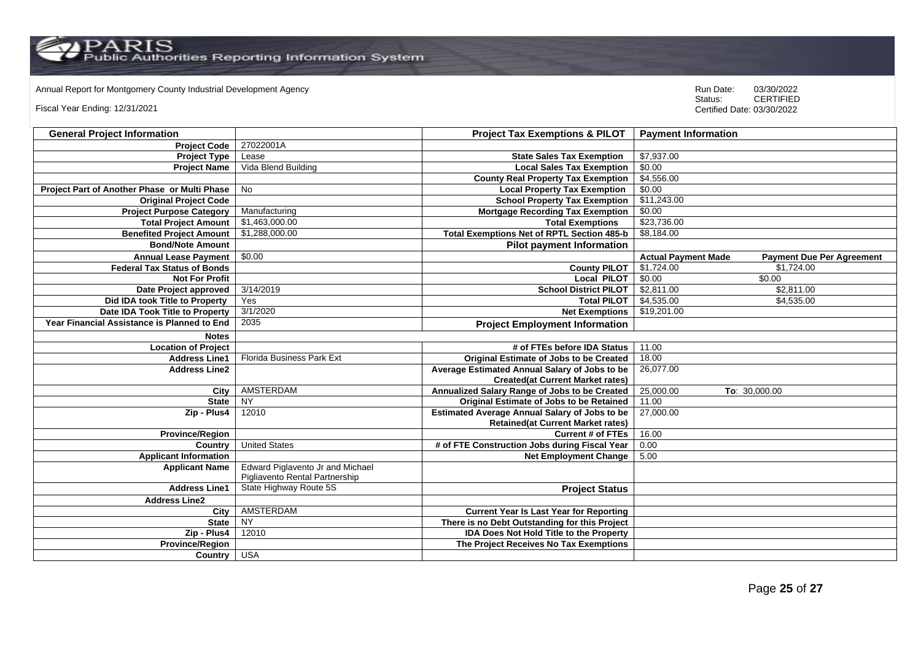Annual Report for Montgomery County Industrial Development Agency

Fiscal Year Ending: 12/31/2021

Run Date: 03/30/2022
Status: CERTIFIED
Certified Date: 03/30/2022

| General Project Information | | Project Tax Exemptions & PILOT | Payment Information | |
|---|---|---|---|---|
| Project Code | 27022001A | | | |
| Project Type | Lease | State Sales Tax Exemption | $7,937.00 | |
| Project Name | Vida Blend Building | Local Sales Tax Exemption | $0.00 | |
| | | County Real Property Tax Exemption | $4,556.00 | |
| Project Part of Another Phase or Multi Phase | No | Local Property Tax Exemption | $0.00 | |
| Original Project Code | | School Property Tax Exemption | $11,243.00 | |
| Project Purpose Category | Manufacturing | Mortgage Recording Tax Exemption | $0.00 | |
| Total Project Amount | $1,463,000.00 | Total Exemptions | $23,736.00 | |
| Benefited Project Amount | $1,288,000.00 | Total Exemptions Net of RPTL Section 485-b | $8,184.00 | |
| Bond/Note Amount | | **Pilot payment Information** | | |
| Annual Lease Payment | $0.00 | | **Actual Payment Made** | **Payment Due Per Agreement** |
| Federal Tax Status of Bonds | | County PILOT | $1,724.00 | $1,724.00 |
| Not For Profit | | Local PILOT | $0.00 | $0.00 |
| Date Project approved | 3/14/2019 | School District PILOT | $2,811.00 | $2,811.00 |
| Did IDA took Title to Property | Yes | Total PILOT | $4,535.00 | $4,535.00 |
| Date IDA Took Title to Property | 3/1/2020 | Net Exemptions | $19,201.00 | |
| Year Financial Assistance is Planned to End | 2035 | **Project Employment Information** | | |
| Notes | | | | |
| Location of Project | | # of FTEs before IDA Status | 11.00 | |
| Address Line1 | Florida Business Park Ext | Original Estimate of Jobs to be Created | 18.00 | |
| Address Line2 | | Average Estimated Annual Salary of Jobs to be Created(at Current Market rates) | 26,077.00 | |
| City | AMSTERDAM | Annualized Salary Range of Jobs to be Created | 25,000.00 | To: 30,000.00 |
| State | NY | Original Estimate of Jobs to be Retained | 11.00 | |
| Zip - Plus4 | 12010 | Estimated Average Annual Salary of Jobs to be Retained(at Current Market rates) | 27,000.00 | |
| Province/Region | | Current # of FTEs | 16.00 | |
| Country | United States | # of FTE Construction Jobs during Fiscal Year | 0.00 | |
| Applicant Information | | Net Employment Change | 5.00 | |
| Applicant Name | Edward Piglavento Jr and Michael Pigliavento Rental Partnership | | | |
| Address Line1 | State Highway Route 5S | **Project Status** | | |
| Address Line2 | | | | |
| City | AMSTERDAM | Current Year Is Last Year for Reporting | | |
| State | NY | There is no Debt Outstanding for this Project | | |
| Zip - Plus4 | 12010 | IDA Does Not Hold Title to the Property | | |
| Province/Region | | The Project Receives No Tax Exemptions | | |
| Country | USA | | | |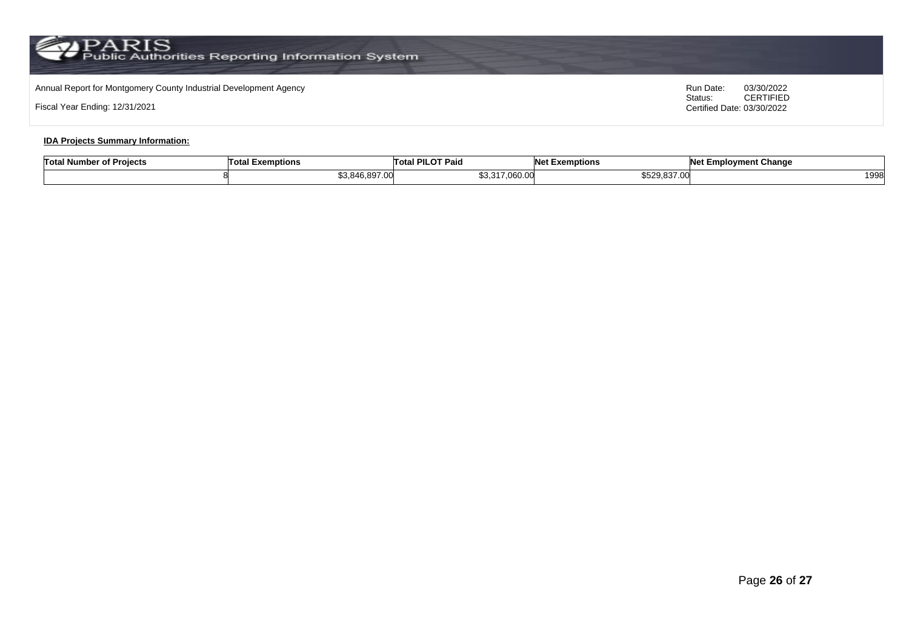Annual Report for Montgomery County Industrial Development Agency

Fiscal Year Ending: 12/31/2021

Run Date: 03/30/2022
Status: CERTIFIED
Certified Date: 03/30/2022

**IDA Projects Summary Information:**

| Total Number of Projects | Total Exemptions | Total PILOT Paid | Net Exemptions | Net Employment Change |
|---|---|---|---|---|
| 8 | $3,846,897.00 | $3,317,060.00 | $529,837.00 | 1998 |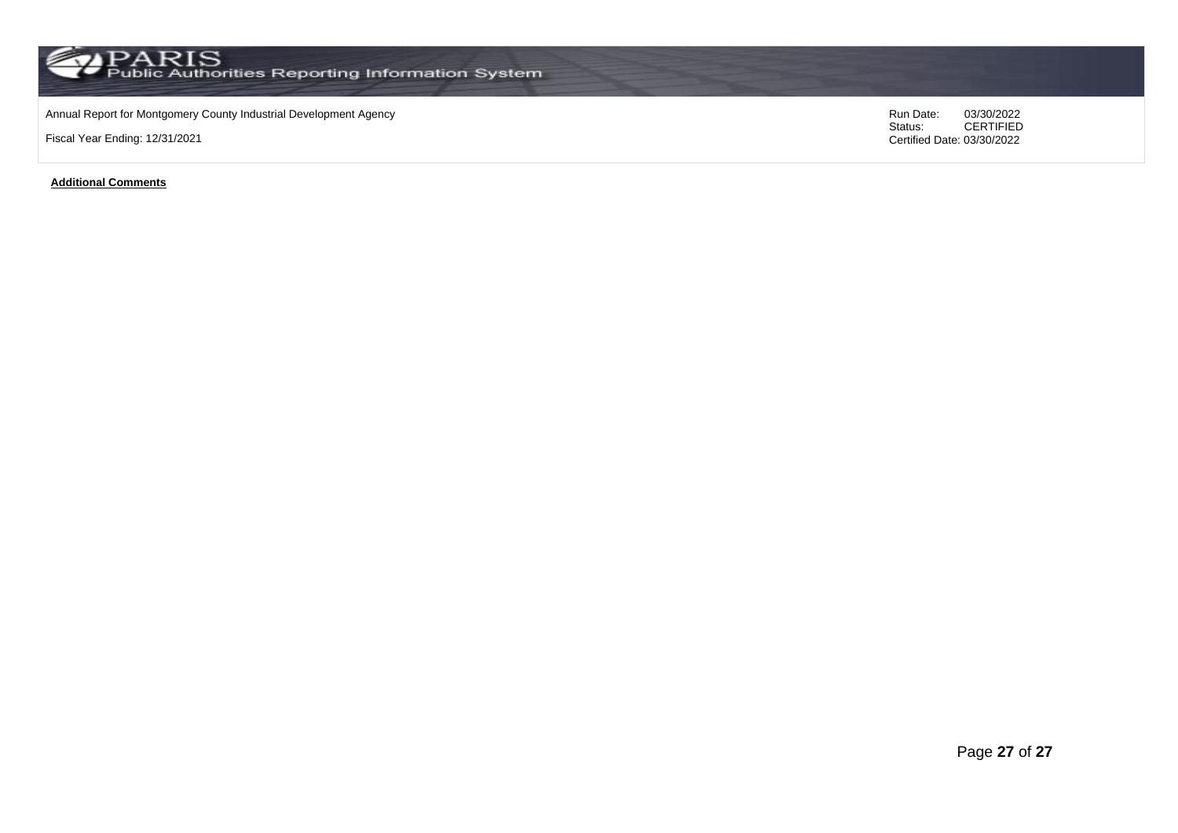**Additional Comments**